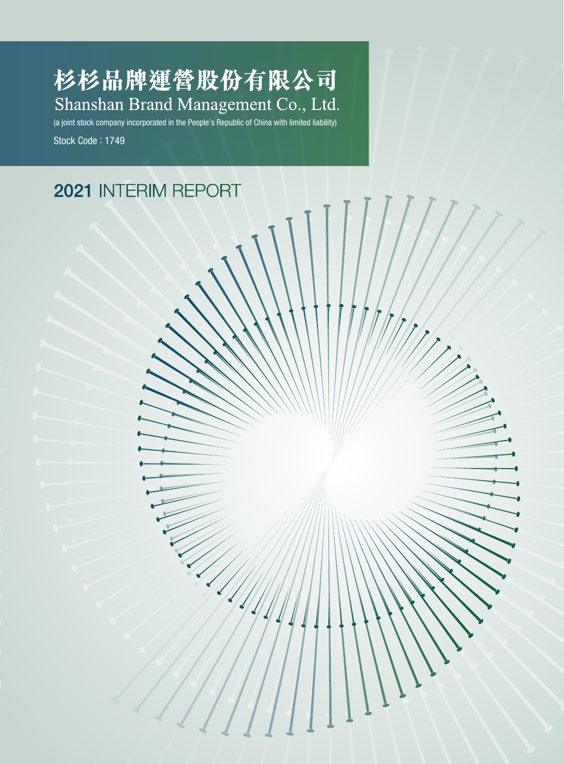# 杉杉品牌運營股份有限公司

## Shanshan Brand Management Co., Ltd.

(a joint stock company incorporated in the People's Republic of China with limited liability)

Stock Code : 1749

# 2021 INTERIM REPORT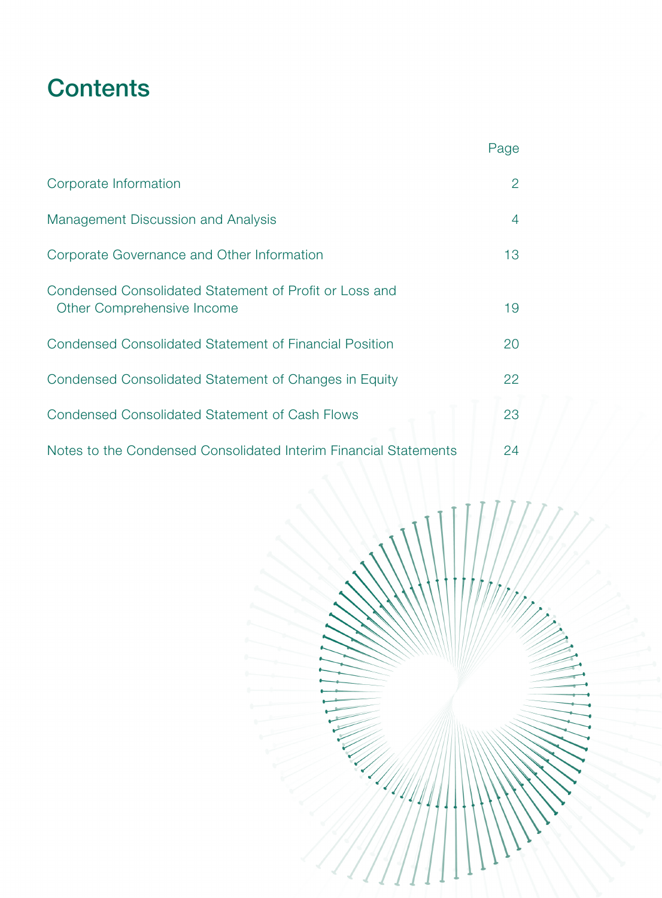# Contents

| | Page |
|---|---|
| Corporate Information | 2 |
| Management Discussion and Analysis | 4 |
| Corporate Governance and Other Information | 13 |
| Condensed Consolidated Statement of Profit or Loss and Other Comprehensive Income | 19 |
| Condensed Consolidated Statement of Financial Position | 20 |
| Condensed Consolidated Statement of Changes in Equity | 22 |
| Condensed Consolidated Statement of Cash Flows | 23 |
| Notes to the Condensed Consolidated Interim Financial Statements | 24 |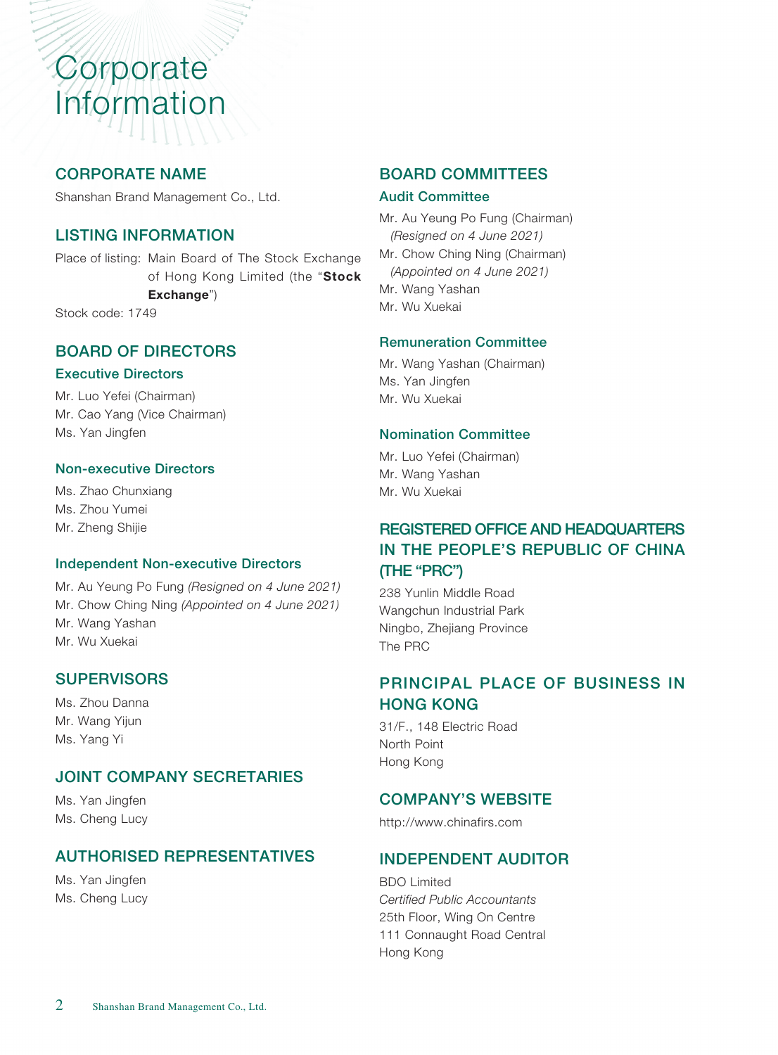# Corporate Information

## CORPORATE NAME

Shanshan Brand Management Co., Ltd.

## LISTING INFORMATION

Place of listing: Main Board of The Stock Exchange of Hong Kong Limited (the "**Stock Exchange**")

Stock code: 1749

## BOARD OF DIRECTORS

### Executive Directors

Mr. Luo Yefei (Chairman)
Mr. Cao Yang (Vice Chairman)
Ms. Yan Jingfen

### Non-executive Directors

Ms. Zhao Chunxiang
Ms. Zhou Yumei
Mr. Zheng Shijie

### Independent Non-executive Directors

Mr. Au Yeung Po Fung *(Resigned on 4 June 2021)*
Mr. Chow Ching Ning *(Appointed on 4 June 2021)*
Mr. Wang Yashan
Mr. Wu Xuekai

## SUPERVISORS

Ms. Zhou Danna
Mr. Wang Yijun
Ms. Yang Yi

## JOINT COMPANY SECRETARIES

Ms. Yan Jingfen
Ms. Cheng Lucy

## AUTHORISED REPRESENTATIVES

Ms. Yan Jingfen
Ms. Cheng Lucy

## BOARD COMMITTEES

### Audit Committee

Mr. Au Yeung Po Fung (Chairman)
*(Resigned on 4 June 2021)*
Mr. Chow Ching Ning (Chairman)
*(Appointed on 4 June 2021)*
Mr. Wang Yashan
Mr. Wu Xuekai

### Remuneration Committee

Mr. Wang Yashan (Chairman)
Ms. Yan Jingfen
Mr. Wu Xuekai

### Nomination Committee

Mr. Luo Yefei (Chairman)
Mr. Wang Yashan
Mr. Wu Xuekai

## REGISTERED OFFICE AND HEADQUARTERS IN THE PEOPLE'S REPUBLIC OF CHINA (THE "PRC")

238 Yunlin Middle Road
Wangchun Industrial Park
Ningbo, Zhejiang Province
The PRC

## PRINCIPAL PLACE OF BUSINESS IN HONG KONG

31/F., 148 Electric Road
North Point
Hong Kong

## COMPANY'S WEBSITE

http://www.chinafirs.com

## INDEPENDENT AUDITOR

BDO Limited
*Certified Public Accountants*
25th Floor, Wing On Centre
111 Connaught Road Central
Hong Kong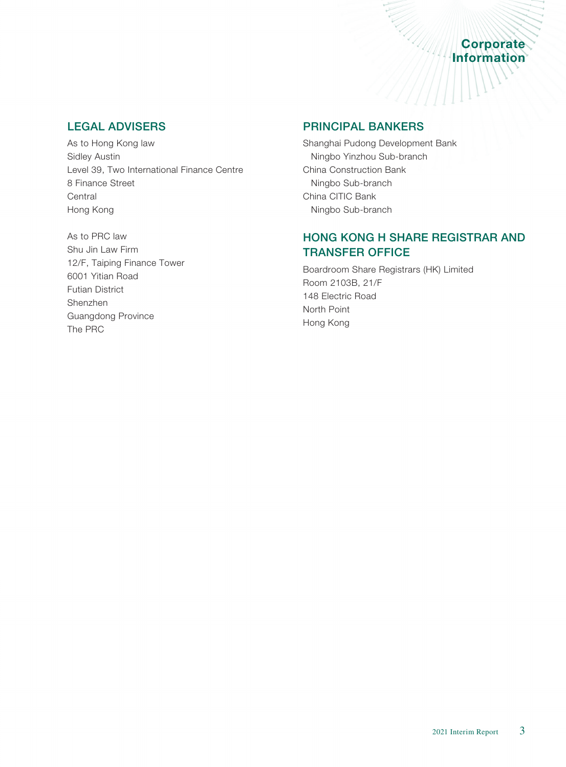# Corporate Information

## LEGAL ADVISERS

As to Hong Kong law
Sidley Austin
Level 39, Two International Finance Centre
8 Finance Street
Central
Hong Kong

As to PRC law
Shu Jin Law Firm
12/F, Taiping Finance Tower
6001 Yitian Road
Futian District
Shenzhen
Guangdong Province
The PRC

## PRINCIPAL BANKERS

Shanghai Pudong Development Bank
Ningbo Yinzhou Sub-branch
China Construction Bank
Ningbo Sub-branch
China CITIC Bank
Ningbo Sub-branch

## HONG KONG H SHARE REGISTRAR AND TRANSFER OFFICE

Boardroom Share Registrars (HK) Limited
Room 2103B, 21/F
148 Electric Road
North Point
Hong Kong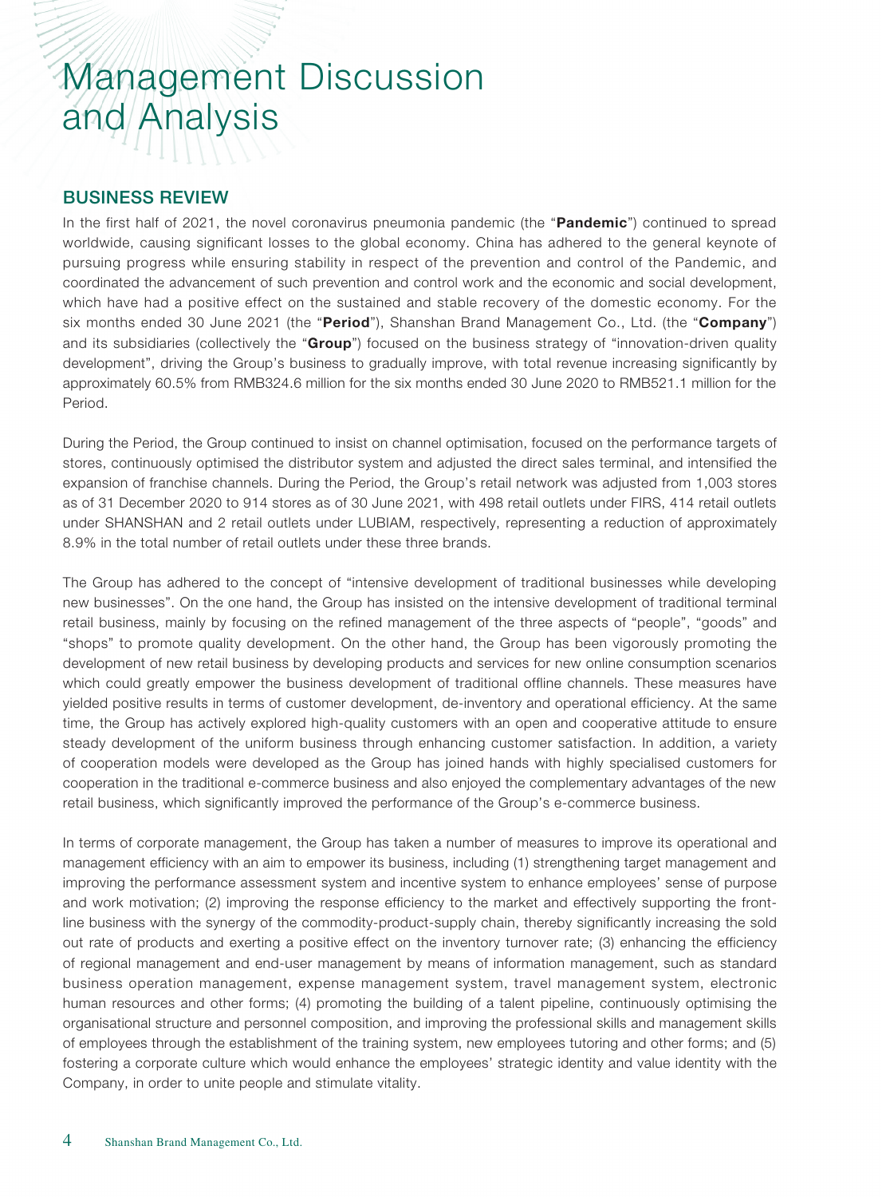# Management Discussion and Analysis

## BUSINESS REVIEW

In the first half of 2021, the novel coronavirus pneumonia pandemic (the "**Pandemic**") continued to spread worldwide, causing significant losses to the global economy. China has adhered to the general keynote of pursuing progress while ensuring stability in respect of the prevention and control of the Pandemic, and coordinated the advancement of such prevention and control work and the economic and social development, which have had a positive effect on the sustained and stable recovery of the domestic economy. For the six months ended 30 June 2021 (the "**Period**"), Shanshan Brand Management Co., Ltd. (the "**Company**") and its subsidiaries (collectively the "**Group**") focused on the business strategy of "innovation-driven quality development", driving the Group's business to gradually improve, with total revenue increasing significantly by approximately 60.5% from RMB324.6 million for the six months ended 30 June 2020 to RMB521.1 million for the Period.

During the Period, the Group continued to insist on channel optimisation, focused on the performance targets of stores, continuously optimised the distributor system and adjusted the direct sales terminal, and intensified the expansion of franchise channels. During the Period, the Group's retail network was adjusted from 1,003 stores as of 31 December 2020 to 914 stores as of 30 June 2021, with 498 retail outlets under FIRS, 414 retail outlets under SHANSHAN and 2 retail outlets under LUBIAM, respectively, representing a reduction of approximately 8.9% in the total number of retail outlets under these three brands.

The Group has adhered to the concept of "intensive development of traditional businesses while developing new businesses". On the one hand, the Group has insisted on the intensive development of traditional terminal retail business, mainly by focusing on the refined management of the three aspects of "people", "goods" and "shops" to promote quality development. On the other hand, the Group has been vigorously promoting the development of new retail business by developing products and services for new online consumption scenarios which could greatly empower the business development of traditional offline channels. These measures have yielded positive results in terms of customer development, de-inventory and operational efficiency. At the same time, the Group has actively explored high-quality customers with an open and cooperative attitude to ensure steady development of the uniform business through enhancing customer satisfaction. In addition, a variety of cooperation models were developed as the Group has joined hands with highly specialised customers for cooperation in the traditional e-commerce business and also enjoyed the complementary advantages of the new retail business, which significantly improved the performance of the Group's e-commerce business.

In terms of corporate management, the Group has taken a number of measures to improve its operational and management efficiency with an aim to empower its business, including (1) strengthening target management and improving the performance assessment system and incentive system to enhance employees' sense of purpose and work motivation; (2) improving the response efficiency to the market and effectively supporting the front-line business with the synergy of the commodity-product-supply chain, thereby significantly increasing the sold out rate of products and exerting a positive effect on the inventory turnover rate; (3) enhancing the efficiency of regional management and end-user management by means of information management, such as standard business operation management, expense management system, travel management system, electronic human resources and other forms; (4) promoting the building of a talent pipeline, continuously optimising the organisational structure and personnel composition, and improving the professional skills and management skills of employees through the establishment of the training system, new employees tutoring and other forms; and (5) fostering a corporate culture which would enhance the employees' strategic identity and value identity with the Company, in order to unite people and stimulate vitality.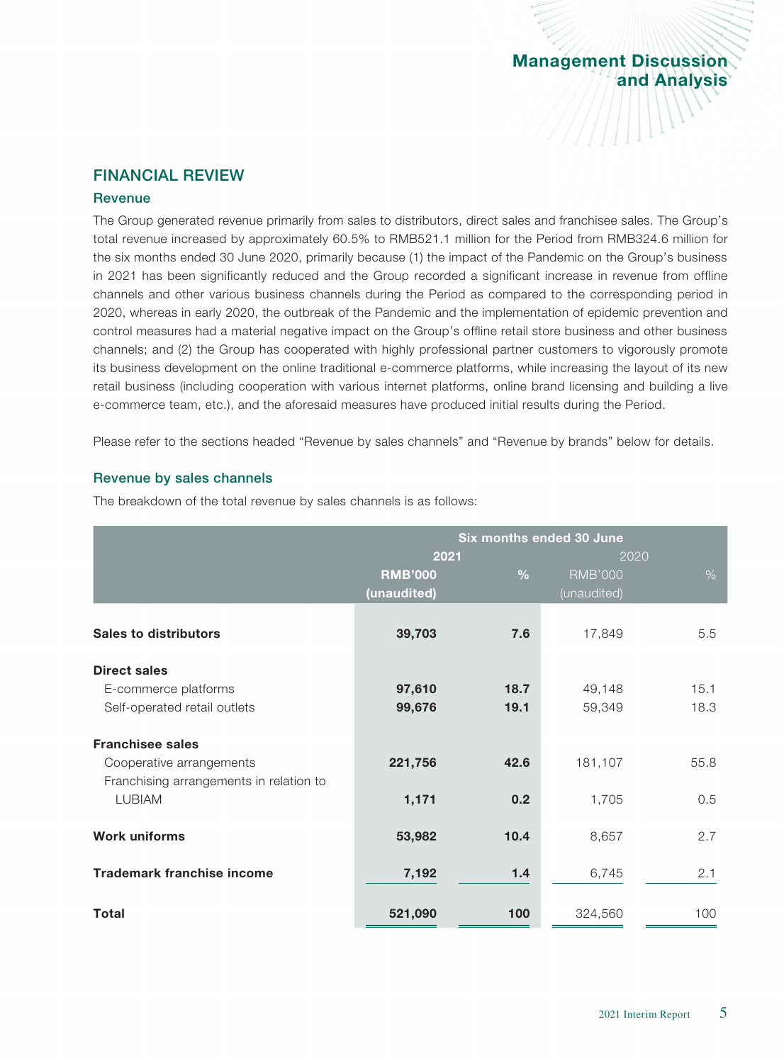## FINANCIAL REVIEW

### Revenue

The Group generated revenue primarily from sales to distributors, direct sales and franchisee sales. The Group's total revenue increased by approximately 60.5% to RMB521.1 million for the Period from RMB324.6 million for the six months ended 30 June 2020, primarily because (1) the impact of the Pandemic on the Group's business in 2021 has been significantly reduced and the Group recorded a significant increase in revenue from offline channels and other various business channels during the Period as compared to the corresponding period in 2020, whereas in early 2020, the outbreak of the Pandemic and the implementation of epidemic prevention and control measures had a material negative impact on the Group's offline retail store business and other business channels; and (2) the Group has cooperated with highly professional partner customers to vigorously promote its business development on the online traditional e-commerce platforms, while increasing the layout of its new retail business (including cooperation with various internet platforms, online brand licensing and building a live e-commerce team, etc.), and the aforesaid measures have produced initial results during the Period.

Please refer to the sections headed "Revenue by sales channels" and "Revenue by brands" below for details.

### Revenue by sales channels

The breakdown of the total revenue by sales channels is as follows:

| | Six months ended 30 June | | | |
|---|---|---|---|---|
| | 2021 | | 2020 | |
| | RMB'000 (unaudited) | % | RMB'000 (unaudited) | % |
| **Sales to distributors** | **39,703** | **7.6** | 17,849 | 5.5 |
| **Direct sales** | | | | |
| E-commerce platforms | **97,610** | **18.7** | 49,148 | 15.1 |
| Self-operated retail outlets | **99,676** | **19.1** | 59,349 | 18.3 |
| **Franchisee sales** | | | | |
| Cooperative arrangements | **221,756** | **42.6** | 181,107 | 55.8 |
| Franchising arrangements in relation to LUBIAM | **1,171** | **0.2** | 1,705 | 0.5 |
| **Work uniforms** | **53,982** | **10.4** | 8,657 | 2.7 |
| **Trademark franchise income** | **7,192** | **1.4** | 6,745 | 2.1 |
| **Total** | **521,090** | **100** | 324,560 | 100 |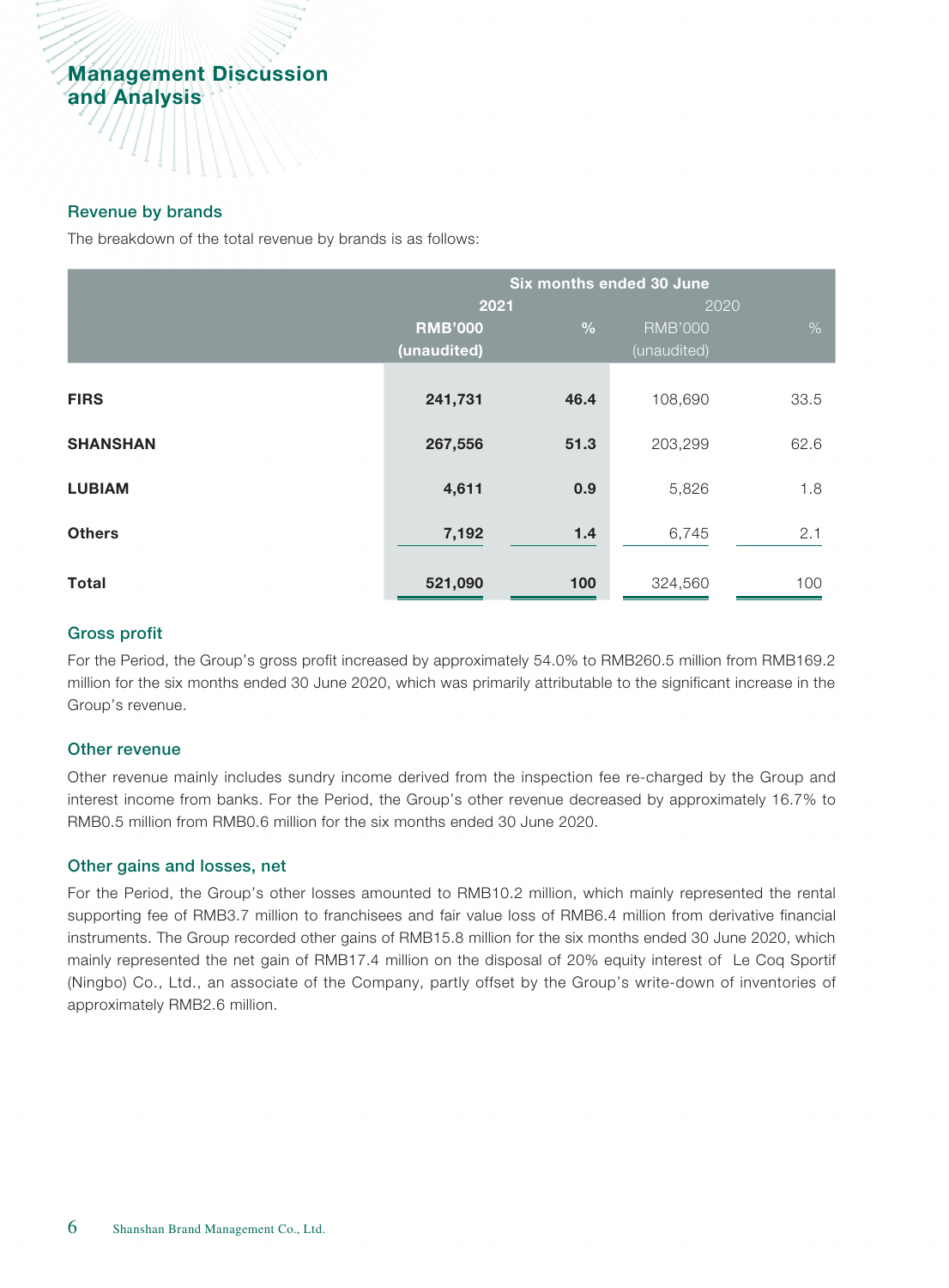# Management Discussion and Analysis

### Revenue by brands

The breakdown of the total revenue by brands is as follows:

| | Six months ended 30 June | | | |
|---|---|---|---|---|
| | **2021** | | 2020 | |
| | **RMB'000 (unaudited)** | **%** | RMB'000 (unaudited) | % |
| **FIRS** | **241,731** | **46.4** | 108,690 | 33.5 |
| **SHANSHAN** | **267,556** | **51.3** | 203,299 | 62.6 |
| **LUBIAM** | **4,611** | **0.9** | 5,826 | 1.8 |
| **Others** | **7,192** | **1.4** | 6,745 | 2.1 |
| **Total** | **521,090** | **100** | 324,560 | 100 |

### Gross profit

For the Period, the Group's gross profit increased by approximately 54.0% to RMB260.5 million from RMB169.2 million for the six months ended 30 June 2020, which was primarily attributable to the significant increase in the Group's revenue.

### Other revenue

Other revenue mainly includes sundry income derived from the inspection fee re-charged by the Group and interest income from banks. For the Period, the Group's other revenue decreased by approximately 16.7% to RMB0.5 million from RMB0.6 million for the six months ended 30 June 2020.

### Other gains and losses, net

For the Period, the Group's other losses amounted to RMB10.2 million, which mainly represented the rental supporting fee of RMB3.7 million to franchisees and fair value loss of RMB6.4 million from derivative financial instruments. The Group recorded other gains of RMB15.8 million for the six months ended 30 June 2020, which mainly represented the net gain of RMB17.4 million on the disposal of 20% equity interest of Le Coq Sportif (Ningbo) Co., Ltd., an associate of the Company, partly offset by the Group's write-down of inventories of approximately RMB2.6 million.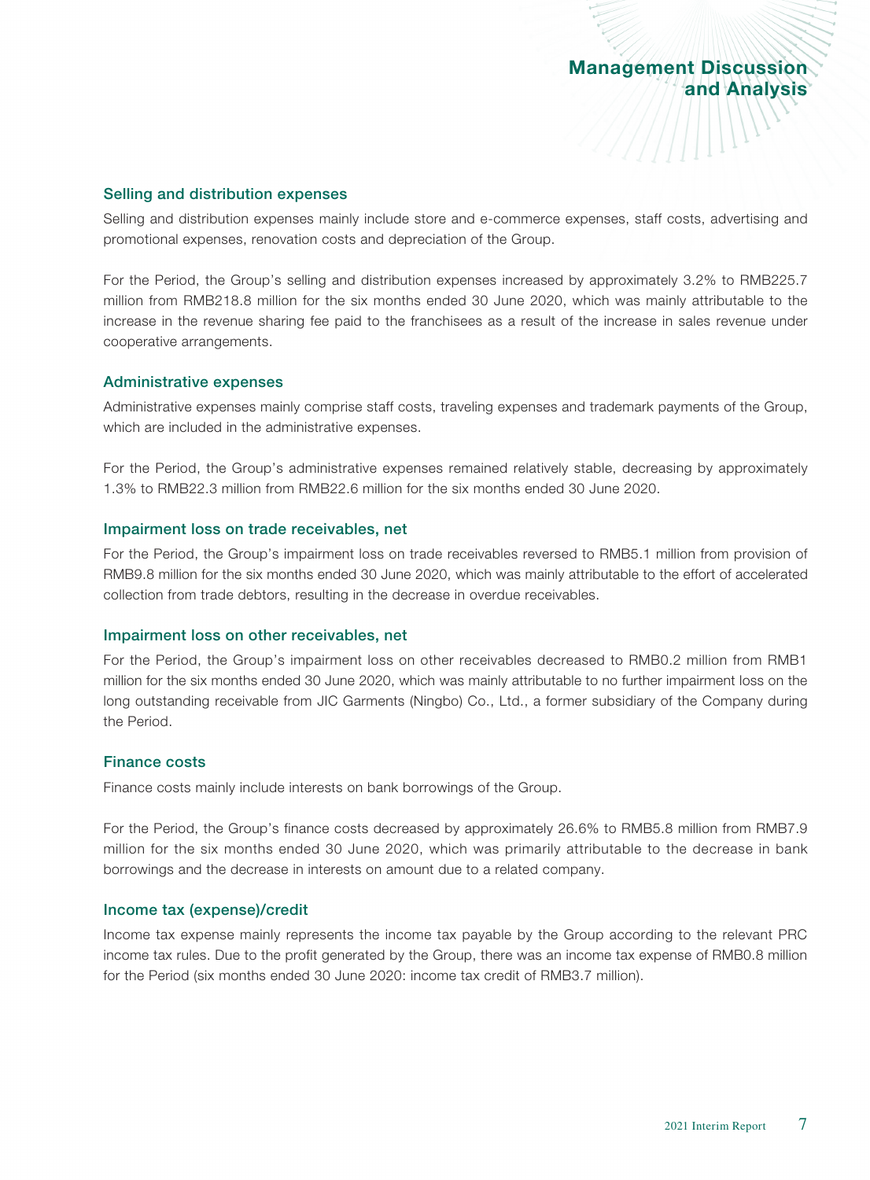### Selling and distribution expenses

Selling and distribution expenses mainly include store and e-commerce expenses, staff costs, advertising and promotional expenses, renovation costs and depreciation of the Group.

For the Period, the Group's selling and distribution expenses increased by approximately 3.2% to RMB225.7 million from RMB218.8 million for the six months ended 30 June 2020, which was mainly attributable to the increase in the revenue sharing fee paid to the franchisees as a result of the increase in sales revenue under cooperative arrangements.

### Administrative expenses

Administrative expenses mainly comprise staff costs, traveling expenses and trademark payments of the Group, which are included in the administrative expenses.

For the Period, the Group's administrative expenses remained relatively stable, decreasing by approximately 1.3% to RMB22.3 million from RMB22.6 million for the six months ended 30 June 2020.

### Impairment loss on trade receivables, net

For the Period, the Group's impairment loss on trade receivables reversed to RMB5.1 million from provision of RMB9.8 million for the six months ended 30 June 2020, which was mainly attributable to the effort of accelerated collection from trade debtors, resulting in the decrease in overdue receivables.

### Impairment loss on other receivables, net

For the Period, the Group's impairment loss on other receivables decreased to RMB0.2 million from RMB1 million for the six months ended 30 June 2020, which was mainly attributable to no further impairment loss on the long outstanding receivable from JIC Garments (Ningbo) Co., Ltd., a former subsidiary of the Company during the Period.

### Finance costs

Finance costs mainly include interests on bank borrowings of the Group.

For the Period, the Group's finance costs decreased by approximately 26.6% to RMB5.8 million from RMB7.9 million for the six months ended 30 June 2020, which was primarily attributable to the decrease in bank borrowings and the decrease in interests on amount due to a related company.

### Income tax (expense)/credit

Income tax expense mainly represents the income tax payable by the Group according to the relevant PRC income tax rules. Due to the profit generated by the Group, there was an income tax expense of RMB0.8 million for the Period (six months ended 30 June 2020: income tax credit of RMB3.7 million).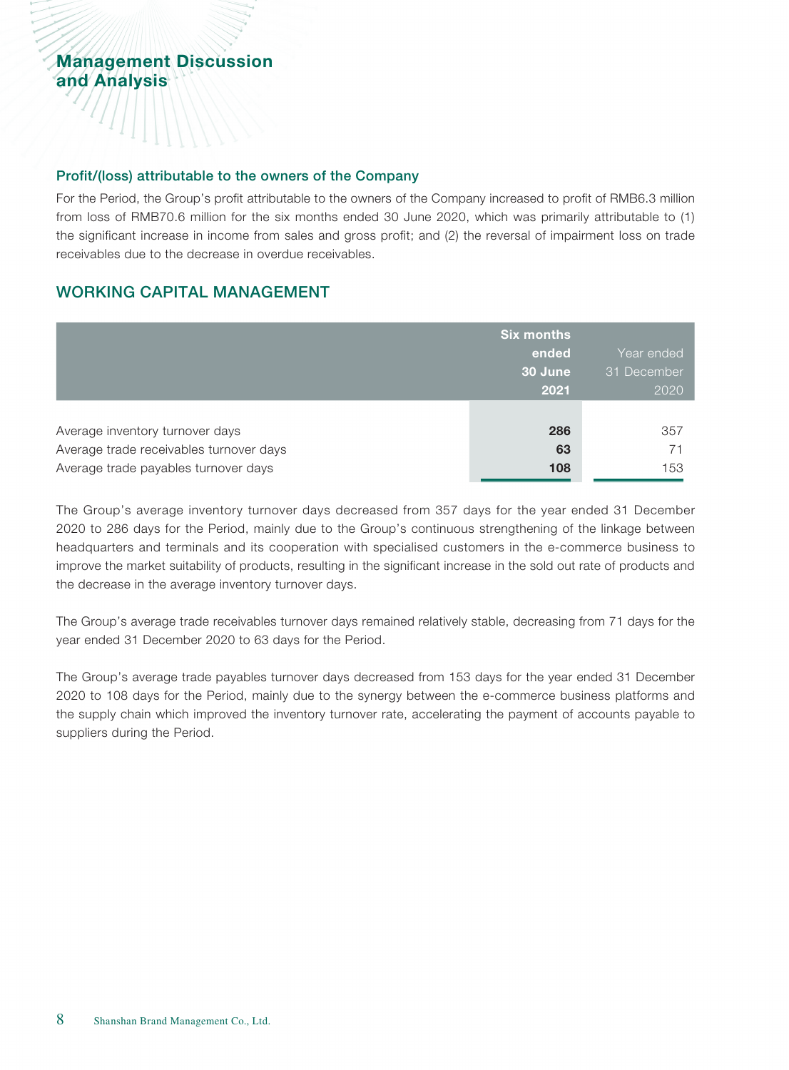### Profit/(loss) attributable to the owners of the Company

For the Period, the Group's profit attributable to the owners of the Company increased to profit of RMB6.3 million from loss of RMB70.6 million for the six months ended 30 June 2020, which was primarily attributable to (1) the significant increase in income from sales and gross profit; and (2) the reversal of impairment loss on trade receivables due to the decrease in overdue receivables.

## WORKING CAPITAL MANAGEMENT

| | **Six months ended 30 June 2021** | Year ended 31 December 2020 |
|---|---|---|
| Average inventory turnover days | **286** | 357 |
| Average trade receivables turnover days | **63** | 71 |
| Average trade payables turnover days | **108** | 153 |

The Group's average inventory turnover days decreased from 357 days for the year ended 31 December 2020 to 286 days for the Period, mainly due to the Group's continuous strengthening of the linkage between headquarters and terminals and its cooperation with specialised customers in the e-commerce business to improve the market suitability of products, resulting in the significant increase in the sold out rate of products and the decrease in the average inventory turnover days.

The Group's average trade receivables turnover days remained relatively stable, decreasing from 71 days for the year ended 31 December 2020 to 63 days for the Period.

The Group's average trade payables turnover days decreased from 153 days for the year ended 31 December 2020 to 108 days for the Period, mainly due to the synergy between the e-commerce business platforms and the supply chain which improved the inventory turnover rate, accelerating the payment of accounts payable to suppliers during the Period.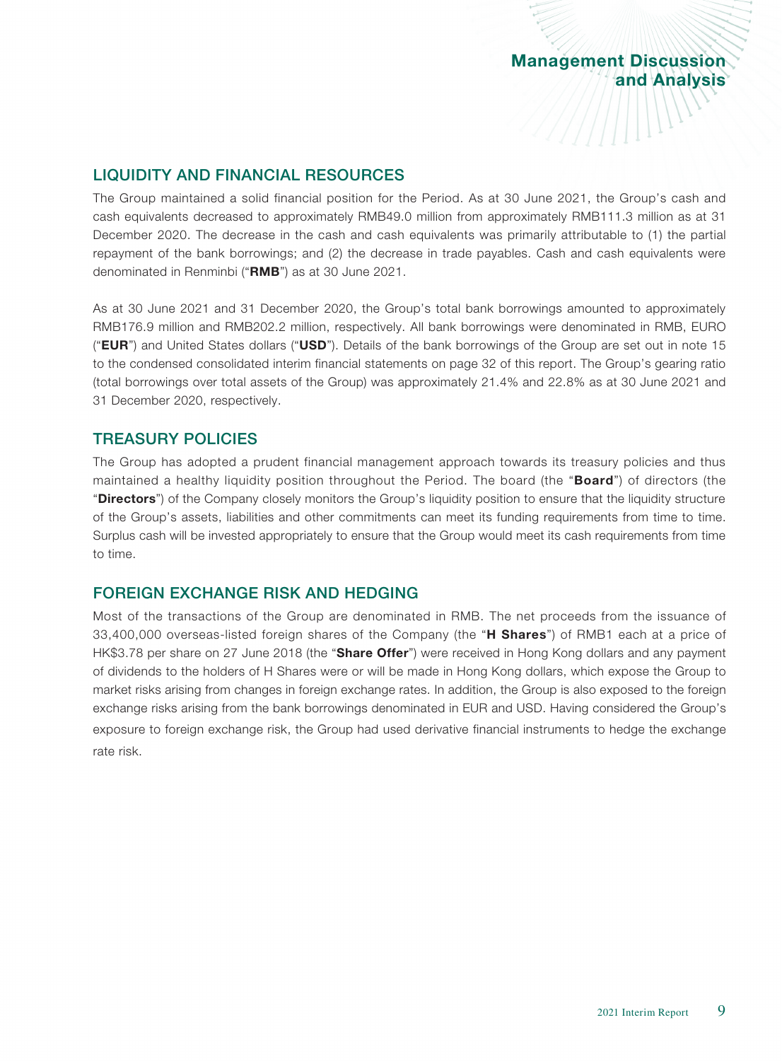## LIQUIDITY AND FINANCIAL RESOURCES

The Group maintained a solid financial position for the Period. As at 30 June 2021, the Group's cash and cash equivalents decreased to approximately RMB49.0 million from approximately RMB111.3 million as at 31 December 2020. The decrease in the cash and cash equivalents was primarily attributable to (1) the partial repayment of the bank borrowings; and (2) the decrease in trade payables. Cash and cash equivalents were denominated in Renminbi ("**RMB**") as at 30 June 2021.

As at 30 June 2021 and 31 December 2020, the Group's total bank borrowings amounted to approximately RMB176.9 million and RMB202.2 million, respectively. All bank borrowings were denominated in RMB, EURO ("**EUR**") and United States dollars ("**USD**"). Details of the bank borrowings of the Group are set out in note 15 to the condensed consolidated interim financial statements on page 32 of this report. The Group's gearing ratio (total borrowings over total assets of the Group) was approximately 21.4% and 22.8% as at 30 June 2021 and 31 December 2020, respectively.

## TREASURY POLICIES

The Group has adopted a prudent financial management approach towards its treasury policies and thus maintained a healthy liquidity position throughout the Period. The board (the "**Board**") of directors (the "**Directors**") of the Company closely monitors the Group's liquidity position to ensure that the liquidity structure of the Group's assets, liabilities and other commitments can meet its funding requirements from time to time. Surplus cash will be invested appropriately to ensure that the Group would meet its cash requirements from time to time.

## FOREIGN EXCHANGE RISK AND HEDGING

Most of the transactions of the Group are denominated in RMB. The net proceeds from the issuance of 33,400,000 overseas-listed foreign shares of the Company (the "**H Shares**") of RMB1 each at a price of HK$3.78 per share on 27 June 2018 (the "**Share Offer**") were received in Hong Kong dollars and any payment of dividends to the holders of H Shares were or will be made in Hong Kong dollars, which expose the Group to market risks arising from changes in foreign exchange rates. In addition, the Group is also exposed to the foreign exchange risks arising from the bank borrowings denominated in EUR and USD. Having considered the Group's exposure to foreign exchange risk, the Group had used derivative financial instruments to hedge the exchange rate risk.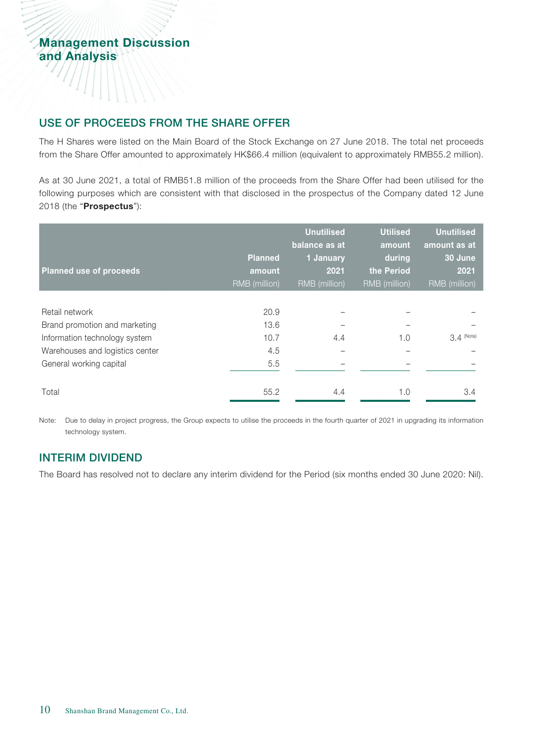## USE OF PROCEEDS FROM THE SHARE OFFER

The H Shares were listed on the Main Board of the Stock Exchange on 27 June 2018. The total net proceeds from the Share Offer amounted to approximately HK$66.4 million (equivalent to approximately RMB55.2 million).

As at 30 June 2021, a total of RMB51.8 million of the proceeds from the Share Offer had been utilised for the following purposes which are consistent with that disclosed in the prospectus of the Company dated 12 June 2018 (the "**Prospectus**"):

| Planned use of proceeds | Planned amount RMB (million) | Unutilised balance as at 1 January 2021 RMB (million) | Utilised amount during the Period RMB (million) | Unutilised amount as at 30 June 2021 RMB (million) |
|---|---|---|---|---|
| Retail network | 20.9 | – | – | – |
| Brand promotion and marketing | 13.6 | – | – | – |
| Information technology system | 10.7 | 4.4 | 1.0 | 3.4 (Note) |
| Warehouses and logistics center | 4.5 | – | – | – |
| General working capital | 5.5 | – | – | – |
| Total | 55.2 | 4.4 | 1.0 | 3.4 |

Note: Due to delay in project progress, the Group expects to utilise the proceeds in the fourth quarter of 2021 in upgrading its information technology system.

## INTERIM DIVIDEND

The Board has resolved not to declare any interim dividend for the Period (six months ended 30 June 2020: Nil).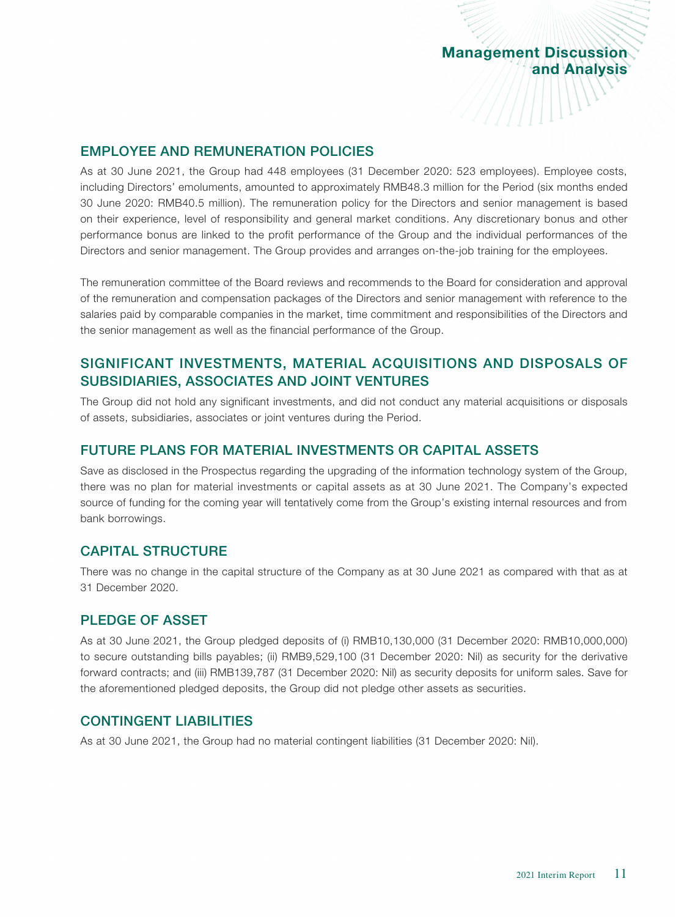## EMPLOYEE AND REMUNERATION POLICIES

As at 30 June 2021, the Group had 448 employees (31 December 2020: 523 employees). Employee costs, including Directors' emoluments, amounted to approximately RMB48.3 million for the Period (six months ended 30 June 2020: RMB40.5 million). The remuneration policy for the Directors and senior management is based on their experience, level of responsibility and general market conditions. Any discretionary bonus and other performance bonus are linked to the profit performance of the Group and the individual performances of the Directors and senior management. The Group provides and arranges on-the-job training for the employees.

The remuneration committee of the Board reviews and recommends to the Board for consideration and approval of the remuneration and compensation packages of the Directors and senior management with reference to the salaries paid by comparable companies in the market, time commitment and responsibilities of the Directors and the senior management as well as the financial performance of the Group.

## SIGNIFICANT INVESTMENTS, MATERIAL ACQUISITIONS AND DISPOSALS OF SUBSIDIARIES, ASSOCIATES AND JOINT VENTURES

The Group did not hold any significant investments, and did not conduct any material acquisitions or disposals of assets, subsidiaries, associates or joint ventures during the Period.

## FUTURE PLANS FOR MATERIAL INVESTMENTS OR CAPITAL ASSETS

Save as disclosed in the Prospectus regarding the upgrading of the information technology system of the Group, there was no plan for material investments or capital assets as at 30 June 2021. The Company's expected source of funding for the coming year will tentatively come from the Group's existing internal resources and from bank borrowings.

## CAPITAL STRUCTURE

There was no change in the capital structure of the Company as at 30 June 2021 as compared with that as at 31 December 2020.

## PLEDGE OF ASSET

As at 30 June 2021, the Group pledged deposits of (i) RMB10,130,000 (31 December 2020: RMB10,000,000) to secure outstanding bills payables; (ii) RMB9,529,100 (31 December 2020: Nil) as security for the derivative forward contracts; and (iii) RMB139,787 (31 December 2020: Nil) as security deposits for uniform sales. Save for the aforementioned pledged deposits, the Group did not pledge other assets as securities.

## CONTINGENT LIABILITIES

As at 30 June 2021, the Group had no material contingent liabilities (31 December 2020: Nil).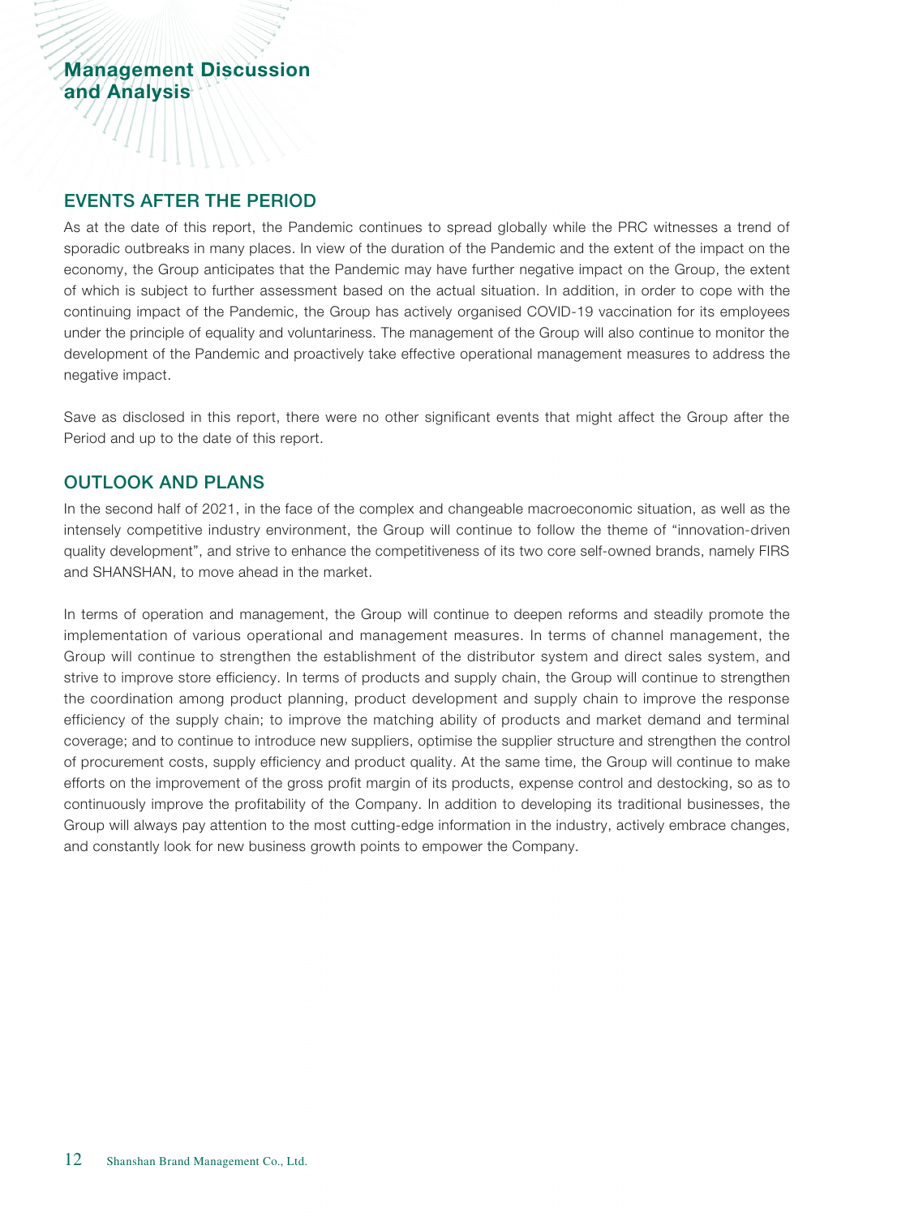## EVENTS AFTER THE PERIOD

As at the date of this report, the Pandemic continues to spread globally while the PRC witnesses a trend of sporadic outbreaks in many places. In view of the duration of the Pandemic and the extent of the impact on the economy, the Group anticipates that the Pandemic may have further negative impact on the Group, the extent of which is subject to further assessment based on the actual situation. In addition, in order to cope with the continuing impact of the Pandemic, the Group has actively organised COVID-19 vaccination for its employees under the principle of equality and voluntariness. The management of the Group will also continue to monitor the development of the Pandemic and proactively take effective operational management measures to address the negative impact.

Save as disclosed in this report, there were no other significant events that might affect the Group after the Period and up to the date of this report.

## OUTLOOK AND PLANS

In the second half of 2021, in the face of the complex and changeable macroeconomic situation, as well as the intensely competitive industry environment, the Group will continue to follow the theme of "innovation-driven quality development", and strive to enhance the competitiveness of its two core self-owned brands, namely FIRS and SHANSHAN, to move ahead in the market.

In terms of operation and management, the Group will continue to deepen reforms and steadily promote the implementation of various operational and management measures. In terms of channel management, the Group will continue to strengthen the establishment of the distributor system and direct sales system, and strive to improve store efficiency. In terms of products and supply chain, the Group will continue to strengthen the coordination among product planning, product development and supply chain to improve the response efficiency of the supply chain; to improve the matching ability of products and market demand and terminal coverage; and to continue to introduce new suppliers, optimise the supplier structure and strengthen the control of procurement costs, supply efficiency and product quality. At the same time, the Group will continue to make efforts on the improvement of the gross profit margin of its products, expense control and destocking, so as to continuously improve the profitability of the Company. In addition to developing its traditional businesses, the Group will always pay attention to the most cutting-edge information in the industry, actively embrace changes, and constantly look for new business growth points to empower the Company.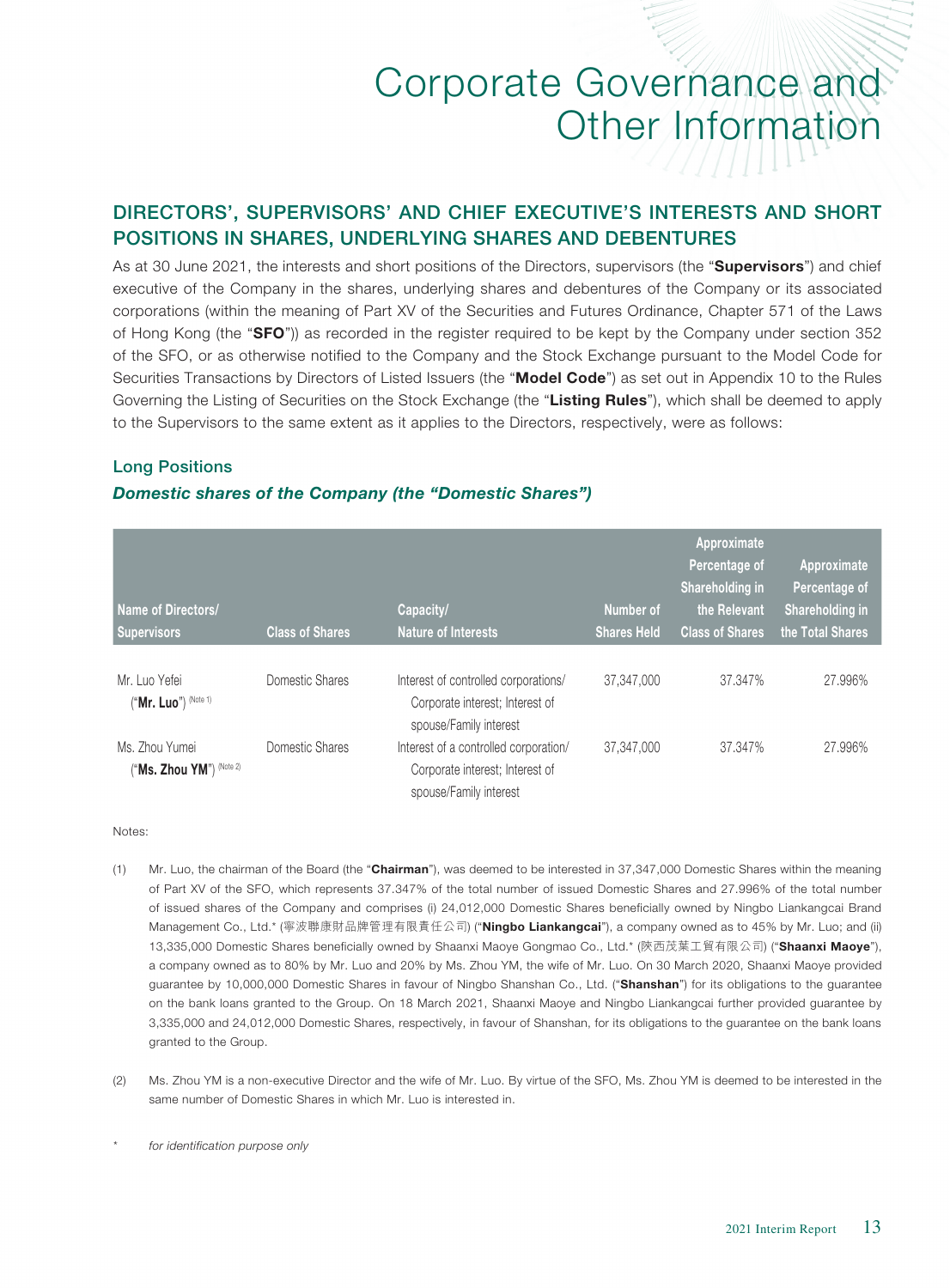# Corporate Governance and Other Information

## DIRECTORS', SUPERVISORS' AND CHIEF EXECUTIVE'S INTERESTS AND SHORT POSITIONS IN SHARES, UNDERLYING SHARES AND DEBENTURES

As at 30 June 2021, the interests and short positions of the Directors, supervisors (the "**Supervisors**") and chief executive of the Company in the shares, underlying shares and debentures of the Company or its associated corporations (within the meaning of Part XV of the Securities and Futures Ordinance, Chapter 571 of the Laws of Hong Kong (the "**SFO**")) as recorded in the register required to be kept by the Company under section 352 of the SFO, or as otherwise notified to the Company and the Stock Exchange pursuant to the Model Code for Securities Transactions by Directors of Listed Issuers (the "**Model Code**") as set out in Appendix 10 to the Rules Governing the Listing of Securities on the Stock Exchange (the "**Listing Rules**"), which shall be deemed to apply to the Supervisors to the same extent as it applies to the Directors, respectively, were as follows:

### Long Positions

#### *Domestic shares of the Company (the "Domestic Shares")*

| Name of Directors/ Supervisors | Class of Shares | Capacity/ Nature of Interests | Number of Shares Held | Approximate Percentage of Shareholding in the Relevant Class of Shares | Approximate Percentage of Shareholding in the Total Shares |
|---|---|---|---|---|---|
| Mr. Luo Yefei ("**Mr. Luo**") (Note 1) | Domestic Shares | Interest of controlled corporations/ Corporate interest; Interest of spouse/Family interest | 37,347,000 | 37.347% | 27.996% |
| Ms. Zhou Yumei ("**Ms. Zhou YM**") (Note 2) | Domestic Shares | Interest of a controlled corporation/ Corporate interest; Interest of spouse/Family interest | 37,347,000 | 37.347% | 27.996% |

Notes:

(1) Mr. Luo, the chairman of the Board (the "**Chairman**"), was deemed to be interested in 37,347,000 Domestic Shares within the meaning of Part XV of the SFO, which represents 37.347% of the total number of issued Domestic Shares and 27.996% of the total number of issued shares of the Company and comprises (i) 24,012,000 Domestic Shares beneficially owned by Ningbo Liankangcai Brand Management Co., Ltd.* (寧波聯康財品牌管理有限責任公司) ("**Ningbo Liankangcai**"), a company owned as to 45% by Mr. Luo; and (ii) 13,335,000 Domestic Shares beneficially owned by Shaanxi Maoye Gongmao Co., Ltd.* (陝西茂葉工貿有限公司) ("**Shaanxi Maoye**"), a company owned as to 80% by Mr. Luo and 20% by Ms. Zhou YM, the wife of Mr. Luo. On 30 March 2020, Shaanxi Maoye provided guarantee by 10,000,000 Domestic Shares in favour of Ningbo Shanshan Co., Ltd. ("**Shanshan**") for its obligations to the guarantee on the bank loans granted to the Group. On 18 March 2021, Shaanxi Maoye and Ningbo Liankangcai further provided guarantee by 3,335,000 and 24,012,000 Domestic Shares, respectively, in favour of Shanshan, for its obligations to the guarantee on the bank loans granted to the Group.

(2) Ms. Zhou YM is a non-executive Director and the wife of Mr. Luo. By virtue of the SFO, Ms. Zhou YM is deemed to be interested in the same number of Domestic Shares in which Mr. Luo is interested in.

\* *for identification purpose only*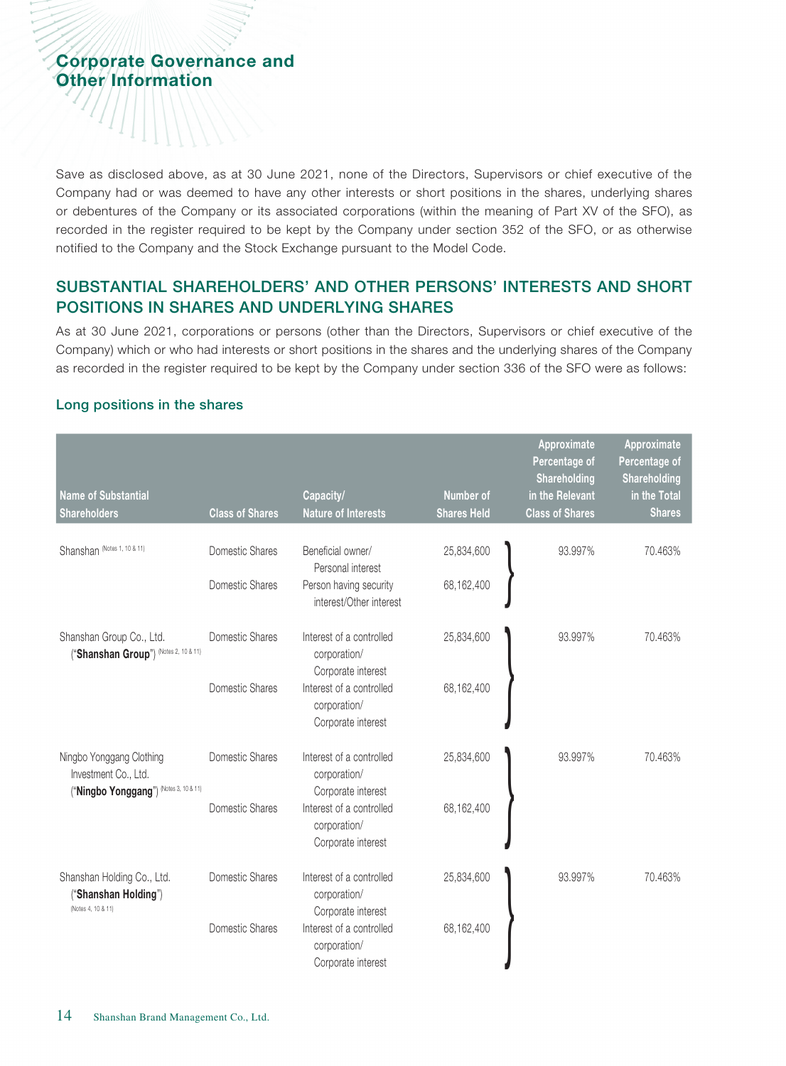Save as disclosed above, as at 30 June 2021, none of the Directors, Supervisors or chief executive of the Company had or was deemed to have any other interests or short positions in the shares, underlying shares or debentures of the Company or its associated corporations (within the meaning of Part XV of the SFO), as recorded in the register required to be kept by the Company under section 352 of the SFO, or as otherwise notified to the Company and the Stock Exchange pursuant to the Model Code.

## SUBSTANTIAL SHAREHOLDERS' AND OTHER PERSONS' INTERESTS AND SHORT POSITIONS IN SHARES AND UNDERLYING SHARES

As at 30 June 2021, corporations or persons (other than the Directors, Supervisors or chief executive of the Company) which or who had interests or short positions in the shares and the underlying shares of the Company as recorded in the register required to be kept by the Company under section 336 of the SFO were as follows:

### Long positions in the shares

| Name of Substantial Shareholders | Class of Shares | Capacity/ Nature of Interests | Number of Shares Held | Approximate Percentage of Shareholding in the Relevant Class of Shares | Approximate Percentage of Shareholding in the Total Shares |
|---|---|---|---|---|---|
| Shanshan (Notes 1, 10 & 11) | Domestic Shares | Beneficial owner/ Personal interest | 25,834,600 | 93.997% | 70.463% |
| | Domestic Shares | Person having security interest/Other interest | 68,162,400 | | |
| Shanshan Group Co., Ltd. ("**Shanshan Group**") (Notes 2, 10 & 11) | Domestic Shares | Interest of a controlled corporation/ Corporate interest | 25,834,600 | 93.997% | 70.463% |
| | Domestic Shares | Interest of a controlled corporation/ Corporate interest | 68,162,400 | | |
| Ningbo Yonggang Clothing Investment Co., Ltd. ("**Ningbo Yonggang**") (Notes 3, 10 & 11) | Domestic Shares | Interest of a controlled corporation/ Corporate interest | 25,834,600 | 93.997% | 70.463% |
| | Domestic Shares | Interest of a controlled corporation/ Corporate interest | 68,162,400 | | |
| Shanshan Holding Co., Ltd. ("**Shanshan Holding**") (Notes 4, 10 & 11) | Domestic Shares | Interest of a controlled corporation/ Corporate interest | 25,834,600 | 93.997% | 70.463% |
| | Domestic Shares | Interest of a controlled corporation/ Corporate interest | 68,162,400 | | |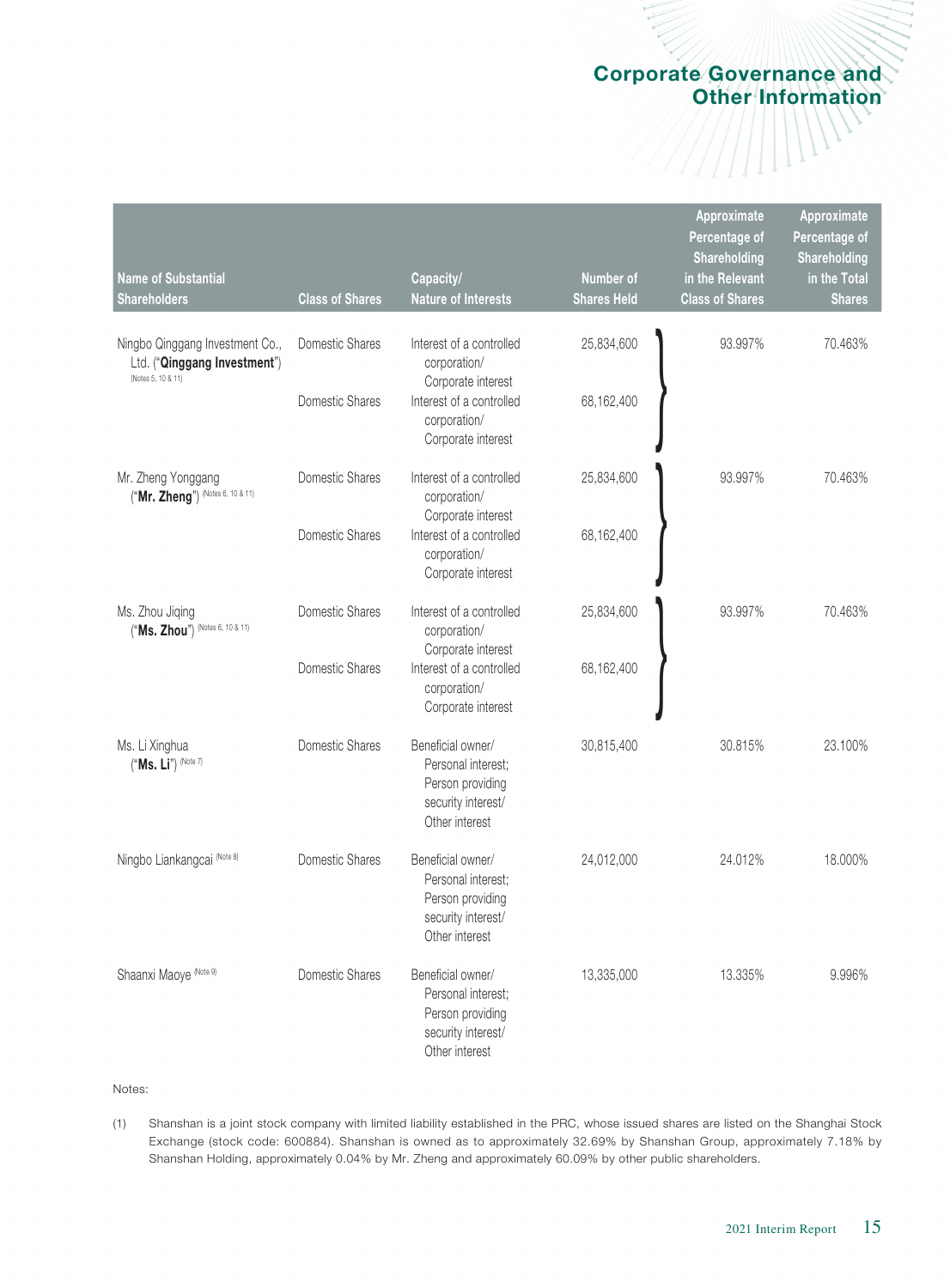| Name of Substantial Shareholders | Class of Shares | Capacity/ Nature of Interests | Number of Shares Held | Approximate Percentage of Shareholding in the Relevant Class of Shares | Approximate Percentage of Shareholding in the Total Shares |
|---|---|---|---|---|---|
| Ningbo Qinggang Investment Co., Ltd. ("**Qinggang Investment**") (Notes 5, 10 & 11) | Domestic Shares | Interest of a controlled corporation/ Corporate interest | 25,834,600 | 93.997% | 70.463% |
| | Domestic Shares | Interest of a controlled corporation/ Corporate interest | 68,162,400 | | |
| Mr. Zheng Yonggang ("**Mr. Zheng**") (Notes 6, 10 & 11) | Domestic Shares | Interest of a controlled corporation/ Corporate interest | 25,834,600 | 93.997% | 70.463% |
| | Domestic Shares | Interest of a controlled corporation/ Corporate interest | 68,162,400 | | |
| Ms. Zhou Jiqing ("**Ms. Zhou**") (Notes 6, 10 & 11) | Domestic Shares | Interest of a controlled corporation/ Corporate interest | 25,834,600 | 93.997% | 70.463% |
| | Domestic Shares | Interest of a controlled corporation/ Corporate interest | 68,162,400 | | |
| Ms. Li Xinghua ("**Ms. Li**") (Note 7) | Domestic Shares | Beneficial owner/ Personal interest; Person providing security interest/ Other interest | 30,815,400 | 30.815% | 23.100% |
| Ningbo Liankangcai (Note 8) | Domestic Shares | Beneficial owner/ Personal interest; Person providing security interest/ Other interest | 24,012,000 | 24.012% | 18.000% |
| Shaanxi Maoye (Note 9) | Domestic Shares | Beneficial owner/ Personal interest; Person providing security interest/ Other interest | 13,335,000 | 13.335% | 9.996% |

Notes:

(1) Shanshan is a joint stock company with limited liability established in the PRC, whose issued shares are listed on the Shanghai Stock Exchange (stock code: 600884). Shanshan is owned as to approximately 32.69% by Shanshan Group, approximately 7.18% by Shanshan Holding, approximately 0.04% by Mr. Zheng and approximately 60.09% by other public shareholders.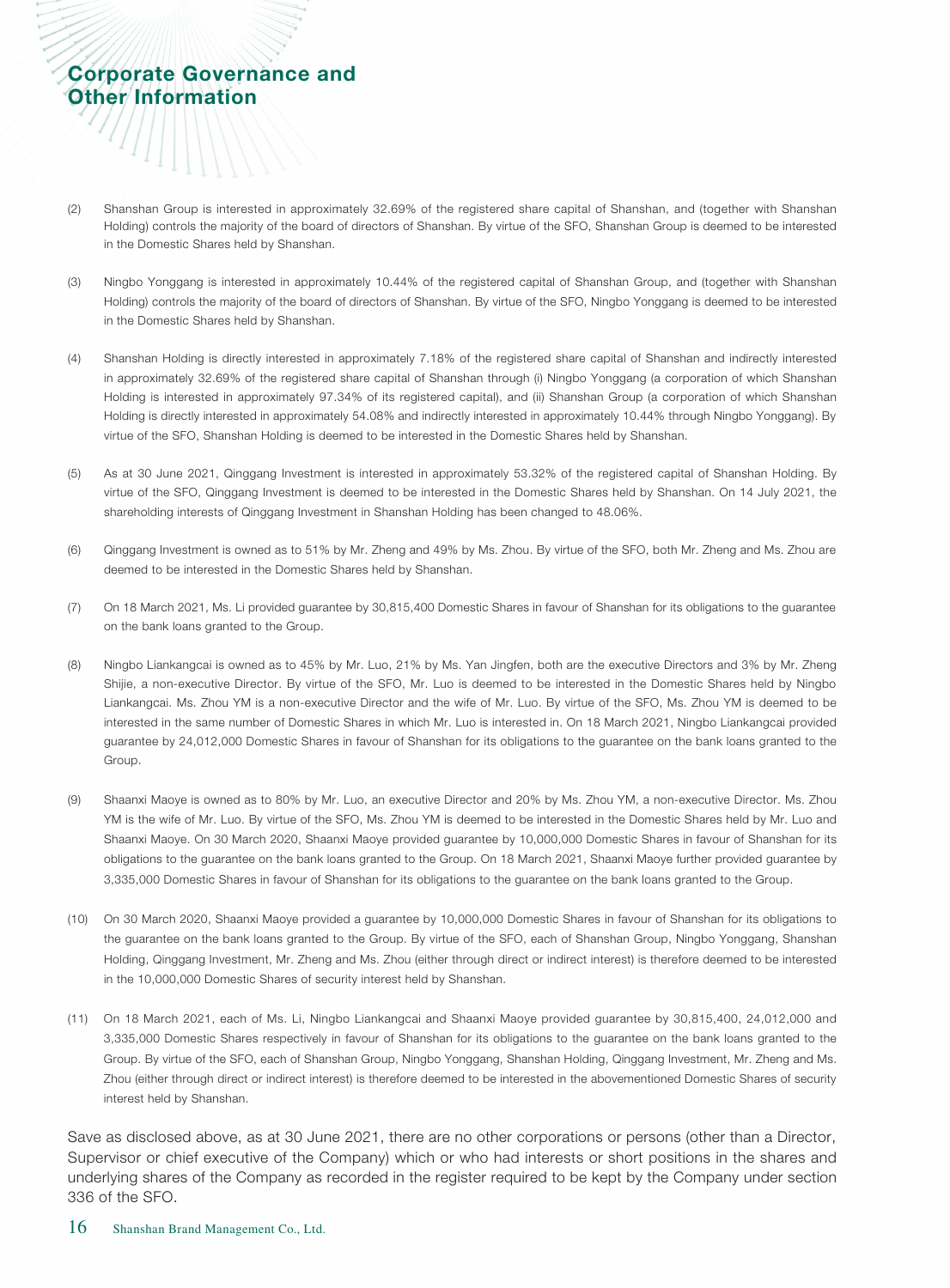(2) Shanshan Group is interested in approximately 32.69% of the registered share capital of Shanshan, and (together with Shanshan Holding) controls the majority of the board of directors of Shanshan. By virtue of the SFO, Shanshan Group is deemed to be interested in the Domestic Shares held by Shanshan.

(3) Ningbo Yonggang is interested in approximately 10.44% of the registered capital of Shanshan Group, and (together with Shanshan Holding) controls the majority of the board of directors of Shanshan. By virtue of the SFO, Ningbo Yonggang is deemed to be interested in the Domestic Shares held by Shanshan.

(4) Shanshan Holding is directly interested in approximately 7.18% of the registered share capital of Shanshan and indirectly interested in approximately 32.69% of the registered share capital of Shanshan through (i) Ningbo Yonggang (a corporation of which Shanshan Holding is interested in approximately 97.34% of its registered capital), and (ii) Shanshan Group (a corporation of which Shanshan Holding is directly interested in approximately 54.08% and indirectly interested in approximately 10.44% through Ningbo Yonggang). By virtue of the SFO, Shanshan Holding is deemed to be interested in the Domestic Shares held by Shanshan.

(5) As at 30 June 2021, Qinggang Investment is interested in approximately 53.32% of the registered capital of Shanshan Holding. By virtue of the SFO, Qinggang Investment is deemed to be interested in the Domestic Shares held by Shanshan. On 14 July 2021, the shareholding interests of Qinggang Investment in Shanshan Holding has been changed to 48.06%.

(6) Qinggang Investment is owned as to 51% by Mr. Zheng and 49% by Ms. Zhou. By virtue of the SFO, both Mr. Zheng and Ms. Zhou are deemed to be interested in the Domestic Shares held by Shanshan.

(7) On 18 March 2021, Ms. Li provided guarantee by 30,815,400 Domestic Shares in favour of Shanshan for its obligations to the guarantee on the bank loans granted to the Group.

(8) Ningbo Liankangcai is owned as to 45% by Mr. Luo, 21% by Ms. Yan Jingfen, both are the executive Directors and 3% by Mr. Zheng Shijie, a non-executive Director. By virtue of the SFO, Mr. Luo is deemed to be interested in the Domestic Shares held by Ningbo Liankangcai. Ms. Zhou YM is a non-executive Director and the wife of Mr. Luo. By virtue of the SFO, Ms. Zhou YM is deemed to be interested in the same number of Domestic Shares in which Mr. Luo is interested in. On 18 March 2021, Ningbo Liankangcai provided guarantee by 24,012,000 Domestic Shares in favour of Shanshan for its obligations to the guarantee on the bank loans granted to the Group.

(9) Shaanxi Maoye is owned as to 80% by Mr. Luo, an executive Director and 20% by Ms. Zhou YM, a non-executive Director. Ms. Zhou YM is the wife of Mr. Luo. By virtue of the SFO, Ms. Zhou YM is deemed to be interested in the Domestic Shares held by Mr. Luo and Shaanxi Maoye. On 30 March 2020, Shaanxi Maoye provided guarantee by 10,000,000 Domestic Shares in favour of Shanshan for its obligations to the guarantee on the bank loans granted to the Group. On 18 March 2021, Shaanxi Maoye further provided guarantee by 3,335,000 Domestic Shares in favour of Shanshan for its obligations to the guarantee on the bank loans granted to the Group.

(10) On 30 March 2020, Shaanxi Maoye provided a guarantee by 10,000,000 Domestic Shares in favour of Shanshan for its obligations to the guarantee on the bank loans granted to the Group. By virtue of the SFO, each of Shanshan Group, Ningbo Yonggang, Shanshan Holding, Qinggang Investment, Mr. Zheng and Ms. Zhou (either through direct or indirect interest) is therefore deemed to be interested in the 10,000,000 Domestic Shares of security interest held by Shanshan.

(11) On 18 March 2021, each of Ms. Li, Ningbo Liankangcai and Shaanxi Maoye provided guarantee by 30,815,400, 24,012,000 and 3,335,000 Domestic Shares respectively in favour of Shanshan for its obligations to the guarantee on the bank loans granted to the Group. By virtue of the SFO, each of Shanshan Group, Ningbo Yonggang, Shanshan Holding, Qinggang Investment, Mr. Zheng and Ms. Zhou (either through direct or indirect interest) is therefore deemed to be interested in the abovementioned Domestic Shares of security interest held by Shanshan.

Save as disclosed above, as at 30 June 2021, there are no other corporations or persons (other than a Director, Supervisor or chief executive of the Company) which or who had interests or short positions in the shares and underlying shares of the Company as recorded in the register required to be kept by the Company under section 336 of the SFO.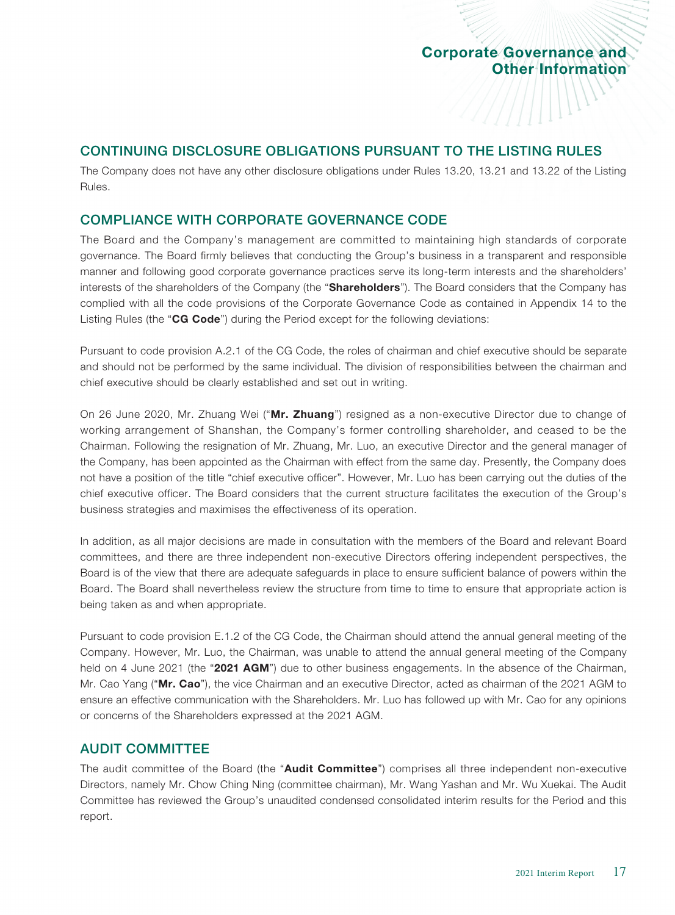## CONTINUING DISCLOSURE OBLIGATIONS PURSUANT TO THE LISTING RULES

The Company does not have any other disclosure obligations under Rules 13.20, 13.21 and 13.22 of the Listing Rules.

## COMPLIANCE WITH CORPORATE GOVERNANCE CODE

The Board and the Company's management are committed to maintaining high standards of corporate governance. The Board firmly believes that conducting the Group's business in a transparent and responsible manner and following good corporate governance practices serve its long-term interests and the shareholders' interests of the shareholders of the Company (the "**Shareholders**"). The Board considers that the Company has complied with all the code provisions of the Corporate Governance Code as contained in Appendix 14 to the Listing Rules (the "**CG Code**") during the Period except for the following deviations:

Pursuant to code provision A.2.1 of the CG Code, the roles of chairman and chief executive should be separate and should not be performed by the same individual. The division of responsibilities between the chairman and chief executive should be clearly established and set out in writing.

On 26 June 2020, Mr. Zhuang Wei ("**Mr. Zhuang**") resigned as a non-executive Director due to change of working arrangement of Shanshan, the Company's former controlling shareholder, and ceased to be the Chairman. Following the resignation of Mr. Zhuang, Mr. Luo, an executive Director and the general manager of the Company, has been appointed as the Chairman with effect from the same day. Presently, the Company does not have a position of the title "chief executive officer". However, Mr. Luo has been carrying out the duties of the chief executive officer. The Board considers that the current structure facilitates the execution of the Group's business strategies and maximises the effectiveness of its operation.

In addition, as all major decisions are made in consultation with the members of the Board and relevant Board committees, and there are three independent non-executive Directors offering independent perspectives, the Board is of the view that there are adequate safeguards in place to ensure sufficient balance of powers within the Board. The Board shall nevertheless review the structure from time to time to ensure that appropriate action is being taken as and when appropriate.

Pursuant to code provision E.1.2 of the CG Code, the Chairman should attend the annual general meeting of the Company. However, Mr. Luo, the Chairman, was unable to attend the annual general meeting of the Company held on 4 June 2021 (the "**2021 AGM**") due to other business engagements. In the absence of the Chairman, Mr. Cao Yang ("**Mr. Cao**"), the vice Chairman and an executive Director, acted as chairman of the 2021 AGM to ensure an effective communication with the Shareholders. Mr. Luo has followed up with Mr. Cao for any opinions or concerns of the Shareholders expressed at the 2021 AGM.

## AUDIT COMMITTEE

The audit committee of the Board (the "**Audit Committee**") comprises all three independent non-executive Directors, namely Mr. Chow Ching Ning (committee chairman), Mr. Wang Yashan and Mr. Wu Xuekai. The Audit Committee has reviewed the Group's unaudited condensed consolidated interim results for the Period and this report.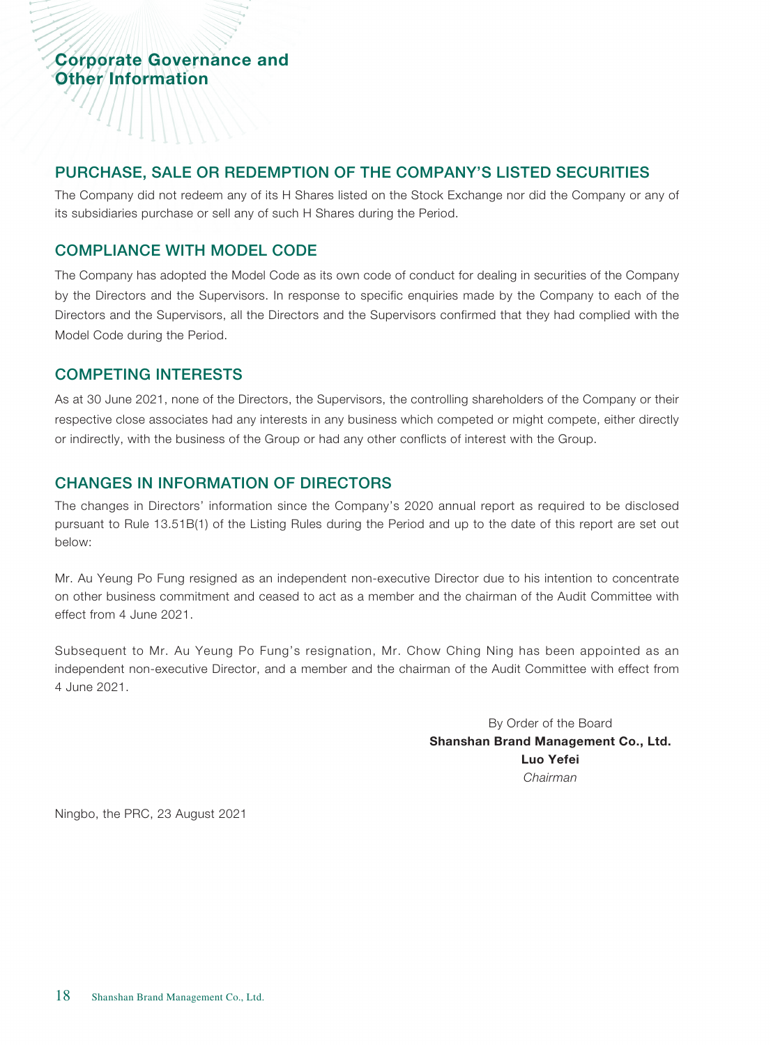# Corporate Governance and Other Information

## PURCHASE, SALE OR REDEMPTION OF THE COMPANY'S LISTED SECURITIES

The Company did not redeem any of its H Shares listed on the Stock Exchange nor did the Company or any of its subsidiaries purchase or sell any of such H Shares during the Period.

## COMPLIANCE WITH MODEL CODE

The Company has adopted the Model Code as its own code of conduct for dealing in securities of the Company by the Directors and the Supervisors. In response to specific enquiries made by the Company to each of the Directors and the Supervisors, all the Directors and the Supervisors confirmed that they had complied with the Model Code during the Period.

## COMPETING INTERESTS

As at 30 June 2021, none of the Directors, the Supervisors, the controlling shareholders of the Company or their respective close associates had any interests in any business which competed or might compete, either directly or indirectly, with the business of the Group or had any other conflicts of interest with the Group.

## CHANGES IN INFORMATION OF DIRECTORS

The changes in Directors' information since the Company's 2020 annual report as required to be disclosed pursuant to Rule 13.51B(1) of the Listing Rules during the Period and up to the date of this report are set out below:

Mr. Au Yeung Po Fung resigned as an independent non-executive Director due to his intention to concentrate on other business commitment and ceased to act as a member and the chairman of the Audit Committee with effect from 4 June 2021.

Subsequent to Mr. Au Yeung Po Fung's resignation, Mr. Chow Ching Ning has been appointed as an independent non-executive Director, and a member and the chairman of the Audit Committee with effect from 4 June 2021.

By Order of the Board
**Shanshan Brand Management Co., Ltd.**
**Luo Yefei**
*Chairman*

Ningbo, the PRC, 23 August 2021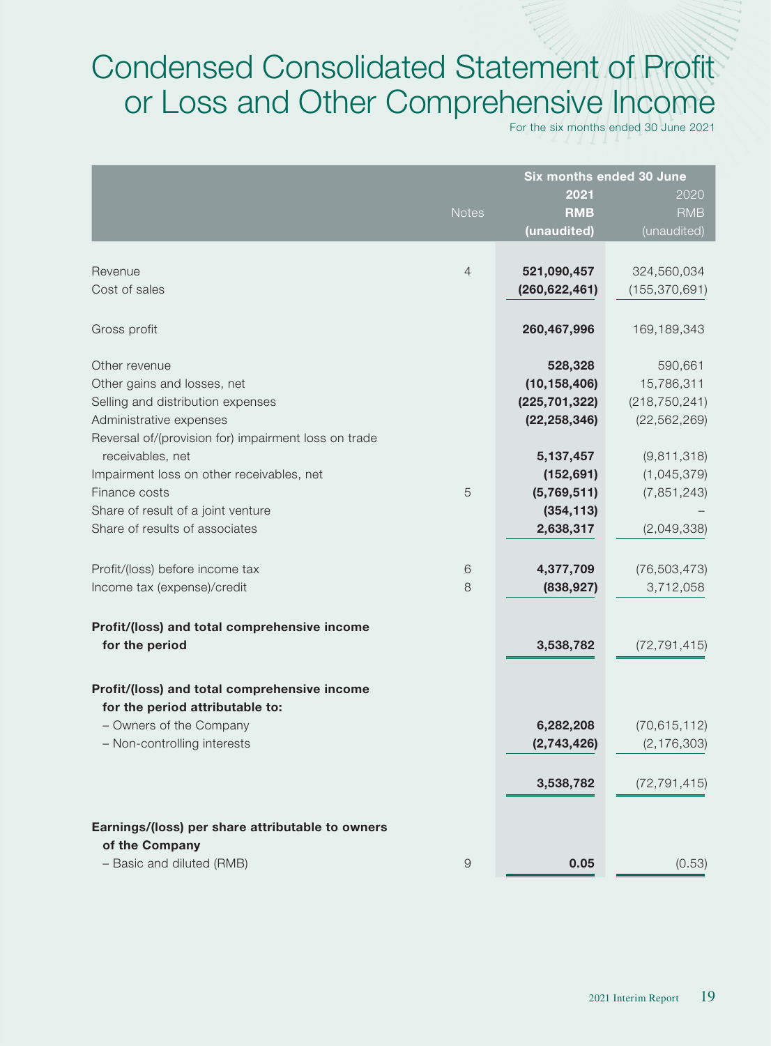# Condensed Consolidated Statement of Profit or Loss and Other Comprehensive Income

For the six months ended 30 June 2021

| | Notes | Six months ended 30 June 2021 RMB (unaudited) | 2020 RMB (unaudited) |
|---|---|---|---|
| Revenue | 4 | **521,090,457** | 324,560,034 |
| Cost of sales | | **(260,622,461)** | (155,370,691) |
| Gross profit | | **260,467,996** | 169,189,343 |
| Other revenue | | **528,328** | 590,661 |
| Other gains and losses, net | | **(10,158,406)** | 15,786,311 |
| Selling and distribution expenses | | **(225,701,322)** | (218,750,241) |
| Administrative expenses | | **(22,258,346)** | (22,562,269) |
| Reversal of/(provision for) impairment loss on trade receivables, net | | **5,137,457** | (9,811,318) |
| Impairment loss on other receivables, net | | **(152,691)** | (1,045,379) |
| Finance costs | 5 | **(5,769,511)** | (7,851,243) |
| Share of result of a joint venture | | **(354,113)** | – |
| Share of results of associates | | **2,638,317** | (2,049,338) |
| Profit/(loss) before income tax | 6 | **4,377,709** | (76,503,473) |
| Income tax (expense)/credit | 8 | **(838,927)** | 3,712,058 |
| **Profit/(loss) and total comprehensive income for the period** | | **3,538,782** | (72,791,415) |
| **Profit/(loss) and total comprehensive income for the period attributable to:** | | | |
| – Owners of the Company | | **6,282,208** | (70,615,112) |
| – Non-controlling interests | | **(2,743,426)** | (2,176,303) |
| | | **3,538,782** | (72,791,415) |
| **Earnings/(loss) per share attributable to owners of the Company** | | | |
| – Basic and diluted (RMB) | 9 | **0.05** | (0.53) |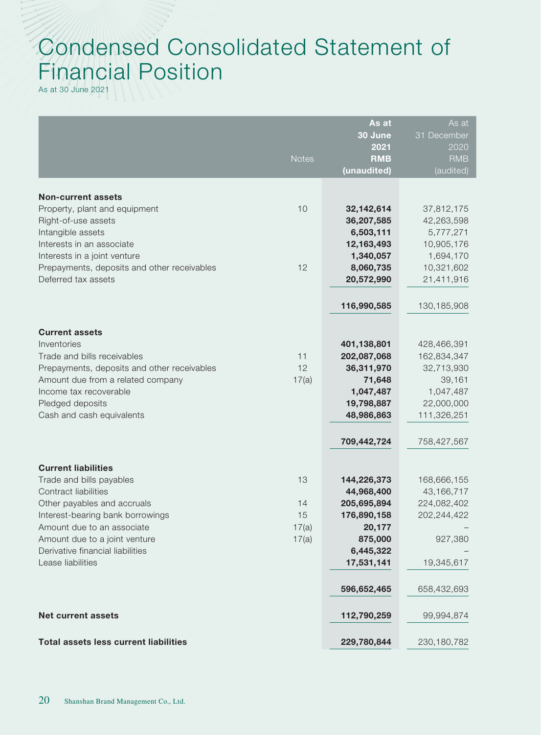# Condensed Consolidated Statement of Financial Position

As at 30 June 2021

| | Notes | As at 30 June 2021 RMB (unaudited) | As at 31 December 2020 RMB (audited) |
|---|---|---|---|
| **Non-current assets** | | | |
| Property, plant and equipment | 10 | **32,142,614** | 37,812,175 |
| Right-of-use assets | | **36,207,585** | 42,263,598 |
| Intangible assets | | **6,503,111** | 5,777,271 |
| Interests in an associate | | **12,163,493** | 10,905,176 |
| Interests in a joint venture | | **1,340,057** | 1,694,170 |
| Prepayments, deposits and other receivables | 12 | **8,060,735** | 10,321,602 |
| Deferred tax assets | | **20,572,990** | 21,411,916 |
| | | **116,990,585** | 130,185,908 |
| **Current assets** | | | |
| Inventories | | **401,138,801** | 428,466,391 |
| Trade and bills receivables | 11 | **202,087,068** | 162,834,347 |
| Prepayments, deposits and other receivables | 12 | **36,311,970** | 32,713,930 |
| Amount due from a related company | 17(a) | **71,648** | 39,161 |
| Income tax recoverable | | **1,047,487** | 1,047,487 |
| Pledged deposits | | **19,798,887** | 22,000,000 |
| Cash and cash equivalents | | **48,986,863** | 111,326,251 |
| | | **709,442,724** | 758,427,567 |
| **Current liabilities** | | | |
| Trade and bills payables | 13 | **144,226,373** | 168,666,155 |
| Contract liabilities | | **44,968,400** | 43,166,717 |
| Other payables and accruals | 14 | **205,695,894** | 224,082,402 |
| Interest-bearing bank borrowings | 15 | **176,890,158** | 202,244,422 |
| Amount due to an associate | 17(a) | **20,177** | – |
| Amount due to a joint venture | 17(a) | **875,000** | 927,380 |
| Derivative financial liabilities | | **6,445,322** | – |
| Lease liabilities | | **17,531,141** | 19,345,617 |
| | | **596,652,465** | 658,432,693 |
| **Net current assets** | | **112,790,259** | 99,994,874 |
| **Total assets less current liabilities** | | **229,780,844** | 230,180,782 |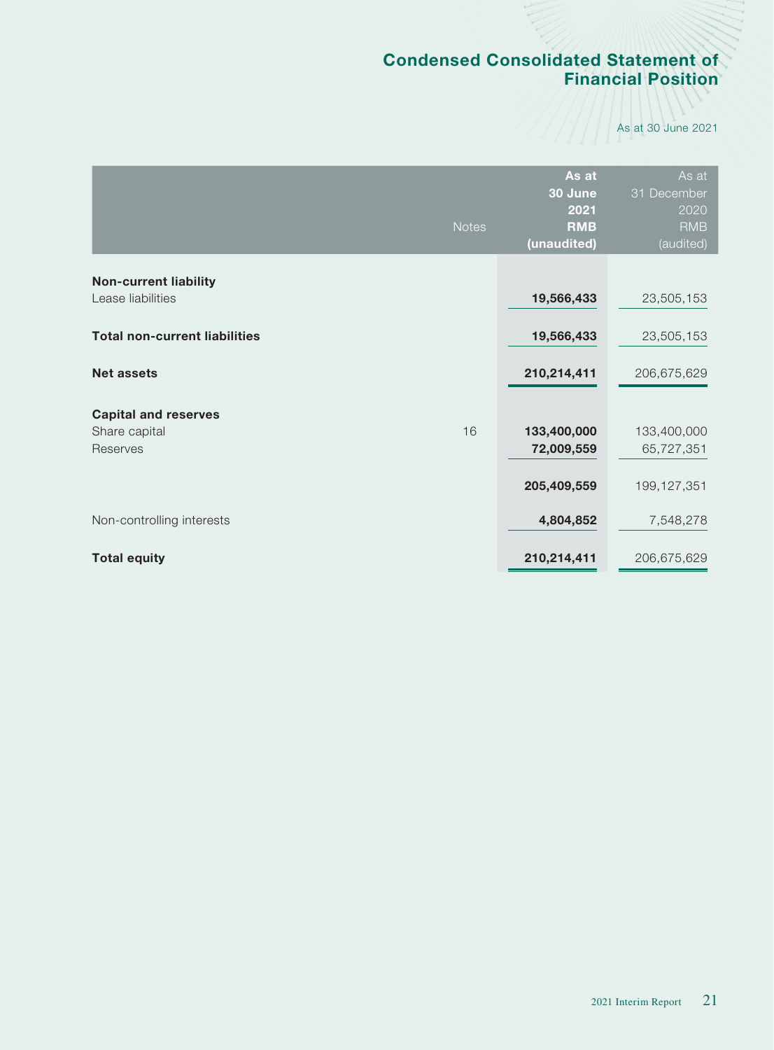# Condensed Consolidated Statement of Financial Position

As at 30 June 2021

| | Notes | As at 30 June 2021 RMB (unaudited) | As at 31 December 2020 RMB (audited) |
|---|---|---|---|
| **Non-current liability** | | | |
| Lease liabilities | | **19,566,433** | 23,505,153 |
| **Total non-current liabilities** | | **19,566,433** | 23,505,153 |
| **Net assets** | | **210,214,411** | 206,675,629 |
| **Capital and reserves** | | | |
| Share capital | 16 | **133,400,000** | 133,400,000 |
| Reserves | | **72,009,559** | 65,727,351 |
| | | **205,409,559** | 199,127,351 |
| Non-controlling interests | | **4,804,852** | 7,548,278 |
| **Total equity** | | **210,214,411** | 206,675,629 |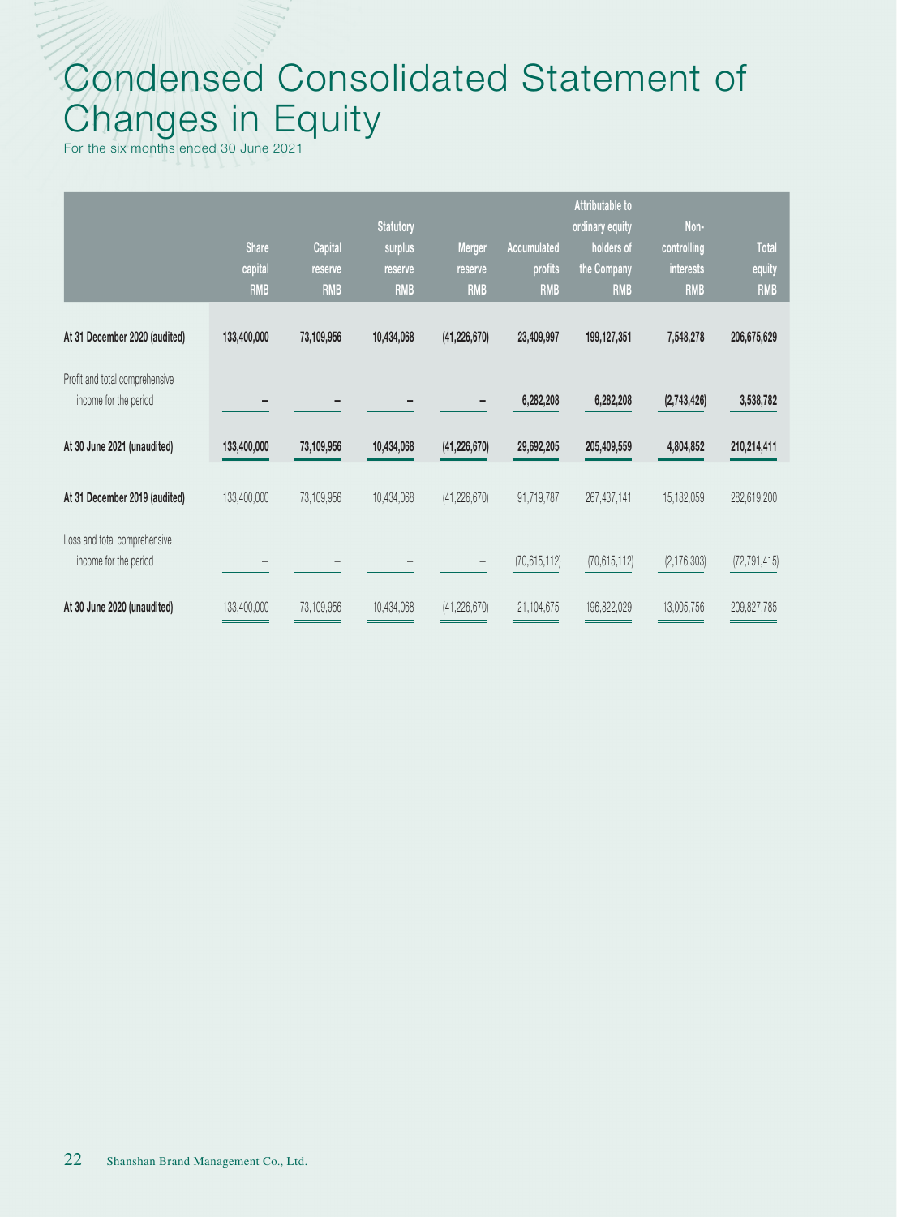# Condensed Consolidated Statement of Changes in Equity

For the six months ended 30 June 2021

| | Share capital RMB | Capital reserve RMB | Statutory surplus reserve RMB | Merger reserve RMB | Accumulated profits RMB | Attributable to ordinary equity holders of the Company RMB | Non-controlling interests RMB | Total equity RMB |
|---|---|---|---|---|---|---|---|---|
| **At 31 December 2020 (audited)** | **133,400,000** | **73,109,956** | **10,434,068** | **(41,226,670)** | **23,409,997** | **199,127,351** | **7,548,278** | **206,675,629** |
| Profit and total comprehensive income for the period | **–** | **–** | **–** | **–** | **6,282,208** | **6,282,208** | **(2,743,426)** | **3,538,782** |
| **At 30 June 2021 (unaudited)** | **133,400,000** | **73,109,956** | **10,434,068** | **(41,226,670)** | **29,692,205** | **205,409,559** | **4,804,852** | **210,214,411** |
| **At 31 December 2019 (audited)** | 133,400,000 | 73,109,956 | 10,434,068 | (41,226,670) | 91,719,787 | 267,437,141 | 15,182,059 | 282,619,200 |
| Loss and total comprehensive income for the period | – | – | – | – | (70,615,112) | (70,615,112) | (2,176,303) | (72,791,415) |
| **At 30 June 2020 (unaudited)** | 133,400,000 | 73,109,956 | 10,434,068 | (41,226,670) | 21,104,675 | 196,822,029 | 13,005,756 | 209,827,785 |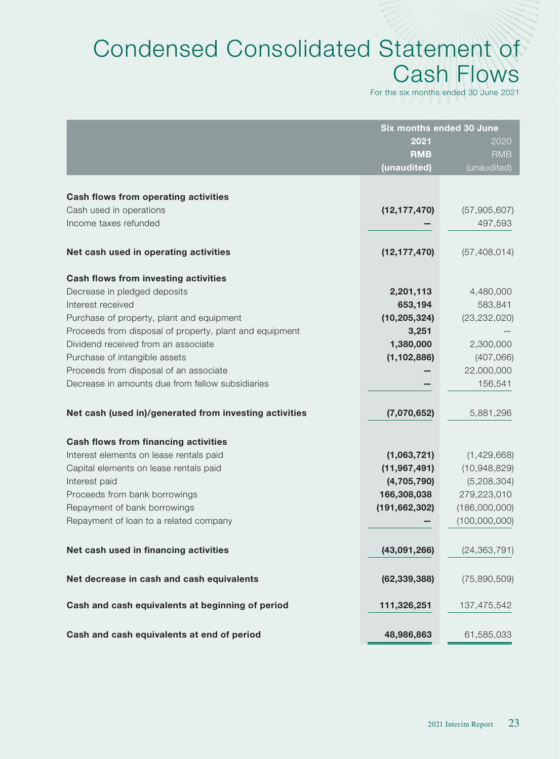# Condensed Consolidated Statement of Cash Flows

For the six months ended 30 June 2021

| | Six months ended 30 June | |
|---|---|---|
| | **2021** | 2020 |
| | **RMB** | RMB |
| | **(unaudited)** | (unaudited) |
| **Cash flows from operating activities** | | |
| Cash used in operations | **(12,177,470)** | (57,905,607) |
| Income taxes refunded | **–** | 497,593 |
| **Net cash used in operating activities** | **(12,177,470)** | (57,408,014) |
| **Cash flows from investing activities** | | |
| Decrease in pledged deposits | **2,201,113** | 4,480,000 |
| Interest received | **653,194** | 583,841 |
| Purchase of property, plant and equipment | **(10,205,324)** | (23,232,020) |
| Proceeds from disposal of property, plant and equipment | **3,251** | – |
| Dividend received from an associate | **1,380,000** | 2,300,000 |
| Purchase of intangible assets | **(1,102,886)** | (407,066) |
| Proceeds from disposal of an associate | **–** | 22,000,000 |
| Decrease in amounts due from fellow subsidiaries | **–** | 156,541 |
| **Net cash (used in)/generated from investing activities** | **(7,070,652)** | 5,881,296 |
| **Cash flows from financing activities** | | |
| Interest elements on lease rentals paid | **(1,063,721)** | (1,429,668) |
| Capital elements on lease rentals paid | **(11,967,491)** | (10,948,829) |
| Interest paid | **(4,705,790)** | (5,208,304) |
| Proceeds from bank borrowings | **166,308,038** | 279,223,010 |
| Repayment of bank borrowings | **(191,662,302)** | (186,000,000) |
| Repayment of loan to a related company | **–** | (100,000,000) |
| **Net cash used in financing activities** | **(43,091,266)** | (24,363,791) |
| **Net decrease in cash and cash equivalents** | **(62,339,388)** | (75,890,509) |
| **Cash and cash equivalents at beginning of period** | **111,326,251** | 137,475,542 |
| **Cash and cash equivalents at end of period** | **48,986,863** | 61,585,033 |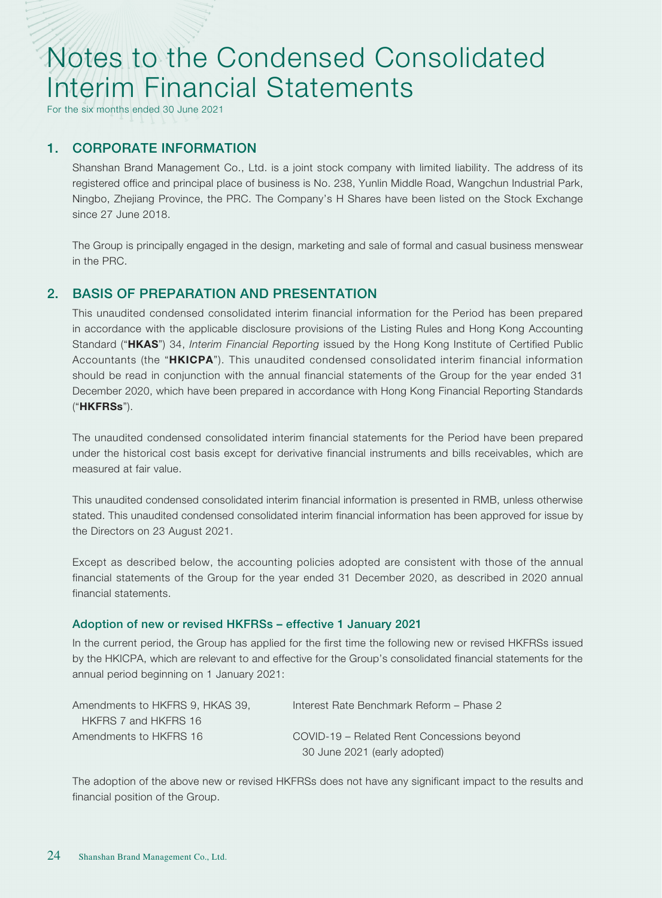# Notes to the Condensed Consolidated Interim Financial Statements

For the six months ended 30 June 2021

## 1. CORPORATE INFORMATION

Shanshan Brand Management Co., Ltd. is a joint stock company with limited liability. The address of its registered office and principal place of business is No. 238, Yunlin Middle Road, Wangchun Industrial Park, Ningbo, Zhejiang Province, the PRC. The Company's H Shares have been listed on the Stock Exchange since 27 June 2018.

The Group is principally engaged in the design, marketing and sale of formal and casual business menswear in the PRC.

## 2. BASIS OF PREPARATION AND PRESENTATION

This unaudited condensed consolidated interim financial information for the Period has been prepared in accordance with the applicable disclosure provisions of the Listing Rules and Hong Kong Accounting Standard ("**HKAS**") 34, *Interim Financial Reporting* issued by the Hong Kong Institute of Certified Public Accountants (the "**HKICPA**"). This unaudited condensed consolidated interim financial information should be read in conjunction with the annual financial statements of the Group for the year ended 31 December 2020, which have been prepared in accordance with Hong Kong Financial Reporting Standards ("**HKFRSs**").

The unaudited condensed consolidated interim financial statements for the Period have been prepared under the historical cost basis except for derivative financial instruments and bills receivables, which are measured at fair value.

This unaudited condensed consolidated interim financial information is presented in RMB, unless otherwise stated. This unaudited condensed consolidated interim financial information has been approved for issue by the Directors on 23 August 2021.

Except as described below, the accounting policies adopted are consistent with those of the annual financial statements of the Group for the year ended 31 December 2020, as described in 2020 annual financial statements.

### Adoption of new or revised HKFRSs – effective 1 January 2021

In the current period, the Group has applied for the first time the following new or revised HKFRSs issued by the HKICPA, which are relevant to and effective for the Group's consolidated financial statements for the annual period beginning on 1 January 2021:

| | |
|---|---|
| Amendments to HKFRS 9, HKAS 39, HKFRS 7 and HKFRS 16 | Interest Rate Benchmark Reform – Phase 2 |
| Amendments to HKFRS 16 | COVID-19 – Related Rent Concessions beyond 30 June 2021 (early adopted) |

The adoption of the above new or revised HKFRSs does not have any significant impact to the results and financial position of the Group.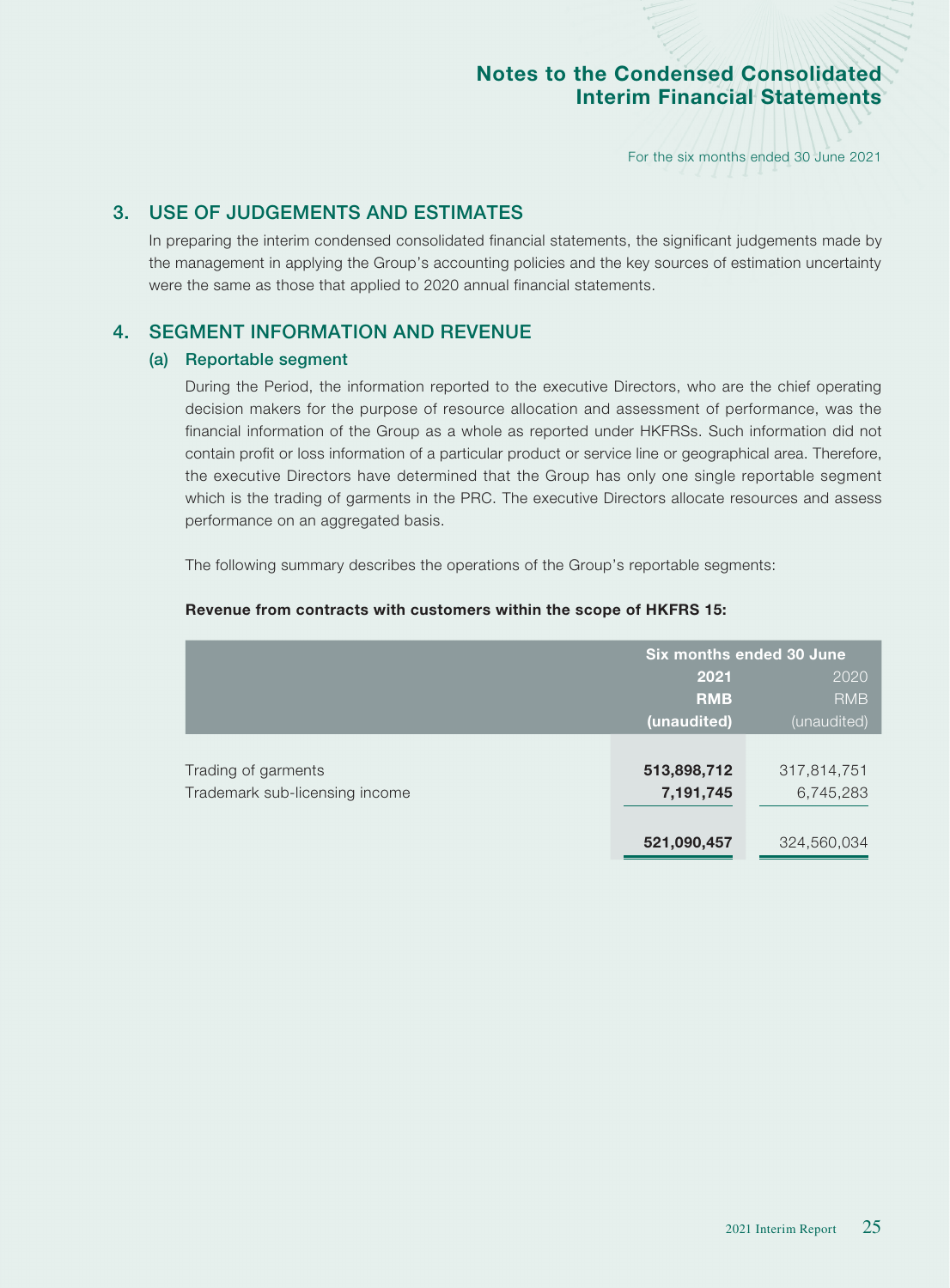## 3. USE OF JUDGEMENTS AND ESTIMATES

In preparing the interim condensed consolidated financial statements, the significant judgements made by the management in applying the Group's accounting policies and the key sources of estimation uncertainty were the same as those that applied to 2020 annual financial statements.

## 4. SEGMENT INFORMATION AND REVENUE

### (a) Reportable segment

During the Period, the information reported to the executive Directors, who are the chief operating decision makers for the purpose of resource allocation and assessment of performance, was the financial information of the Group as a whole as reported under HKFRSs. Such information did not contain profit or loss information of a particular product or service line or geographical area. Therefore, the executive Directors have determined that the Group has only one single reportable segment which is the trading of garments in the PRC. The executive Directors allocate resources and assess performance on an aggregated basis.

The following summary describes the operations of the Group's reportable segments:

**Revenue from contracts with customers within the scope of HKFRS 15:**

| | Six months ended 30 June | |
|---|---|---|
| | **2021** | 2020 |
| | **RMB** | RMB |
| | **(unaudited)** | (unaudited) |
| Trading of garments | **513,898,712** | 317,814,751 |
| Trademark sub-licensing income | **7,191,745** | 6,745,283 |
| | **521,090,457** | 324,560,034 |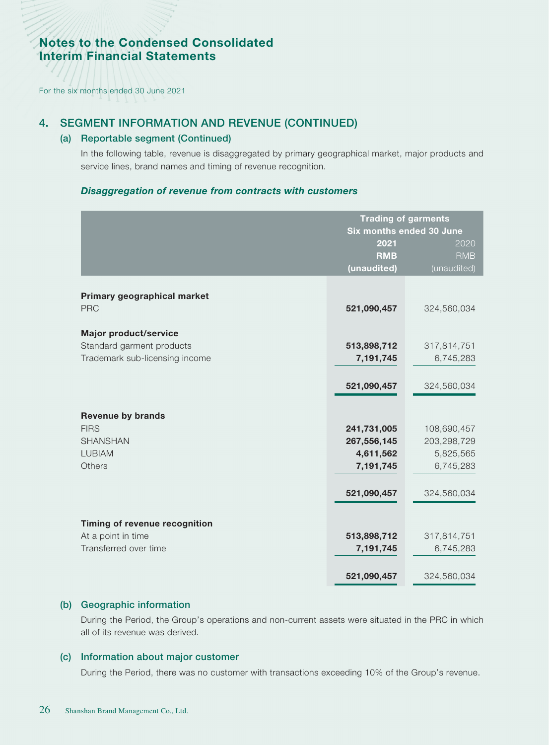# Notes to the Condensed Consolidated Interim Financial Statements

For the six months ended 30 June 2021

## 4. SEGMENT INFORMATION AND REVENUE (CONTINUED)

### (a) Reportable segment (Continued)

In the following table, revenue is disaggregated by primary geographical market, major products and service lines, brand names and timing of revenue recognition.

***Disaggregation of revenue from contracts with customers***

| | Trading of garments | |
|---|---|---|
| | Six months ended 30 June | |
| | 2021 | 2020 |
| | RMB | RMB |
| | (unaudited) | (unaudited) |
| **Primary geographical market** | | |
| PRC | **521,090,457** | 324,560,034 |
| **Major product/service** | | |
| Standard garment products | **513,898,712** | 317,814,751 |
| Trademark sub-licensing income | **7,191,745** | 6,745,283 |
| | **521,090,457** | 324,560,034 |
| **Revenue by brands** | | |
| FIRS | **241,731,005** | 108,690,457 |
| SHANSHAN | **267,556,145** | 203,298,729 |
| LUBIAM | **4,611,562** | 5,825,565 |
| Others | **7,191,745** | 6,745,283 |
| | **521,090,457** | 324,560,034 |
| **Timing of revenue recognition** | | |
| At a point in time | **513,898,712** | 317,814,751 |
| Transferred over time | **7,191,745** | 6,745,283 |
| | **521,090,457** | 324,560,034 |

### (b) Geographic information

During the Period, the Group's operations and non-current assets were situated in the PRC in which all of its revenue was derived.

### (c) Information about major customer

During the Period, there was no customer with transactions exceeding 10% of the Group's revenue.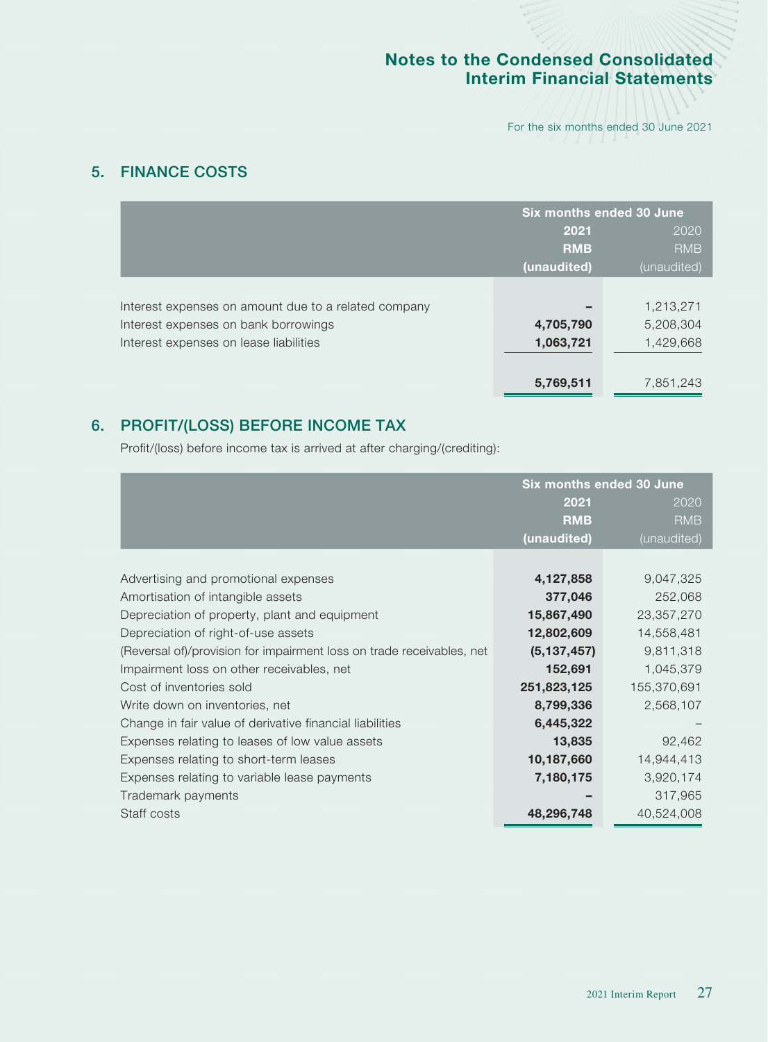## 5. FINANCE COSTS

| | Six months ended 30 June | |
|---|---|---|
| | **2021** | 2020 |
| | **RMB** | RMB |
| | **(unaudited)** | (unaudited) |
| Interest expenses on amount due to a related company | **–** | 1,213,271 |
| Interest expenses on bank borrowings | **4,705,790** | 5,208,304 |
| Interest expenses on lease liabilities | **1,063,721** | 1,429,668 |
| | **5,769,511** | 7,851,243 |

## 6. PROFIT/(LOSS) BEFORE INCOME TAX

Profit/(loss) before income tax is arrived at after charging/(crediting):

| | Six months ended 30 June | |
|---|---|---|
| | **2021** | 2020 |
| | **RMB** | RMB |
| | **(unaudited)** | (unaudited) |
| Advertising and promotional expenses | **4,127,858** | 9,047,325 |
| Amortisation of intangible assets | **377,046** | 252,068 |
| Depreciation of property, plant and equipment | **15,867,490** | 23,357,270 |
| Depreciation of right-of-use assets | **12,802,609** | 14,558,481 |
| (Reversal of)/provision for impairment loss on trade receivables, net | **(5,137,457)** | 9,811,318 |
| Impairment loss on other receivables, net | **152,691** | 1,045,379 |
| Cost of inventories sold | **251,823,125** | 155,370,691 |
| Write down on inventories, net | **8,799,336** | 2,568,107 |
| Change in fair value of derivative financial liabilities | **6,445,322** | – |
| Expenses relating to leases of low value assets | **13,835** | 92,462 |
| Expenses relating to short-term leases | **10,187,660** | 14,944,413 |
| Expenses relating to variable lease payments | **7,180,175** | 3,920,174 |
| Trademark payments | **–** | 317,965 |
| Staff costs | **48,296,748** | 40,524,008 |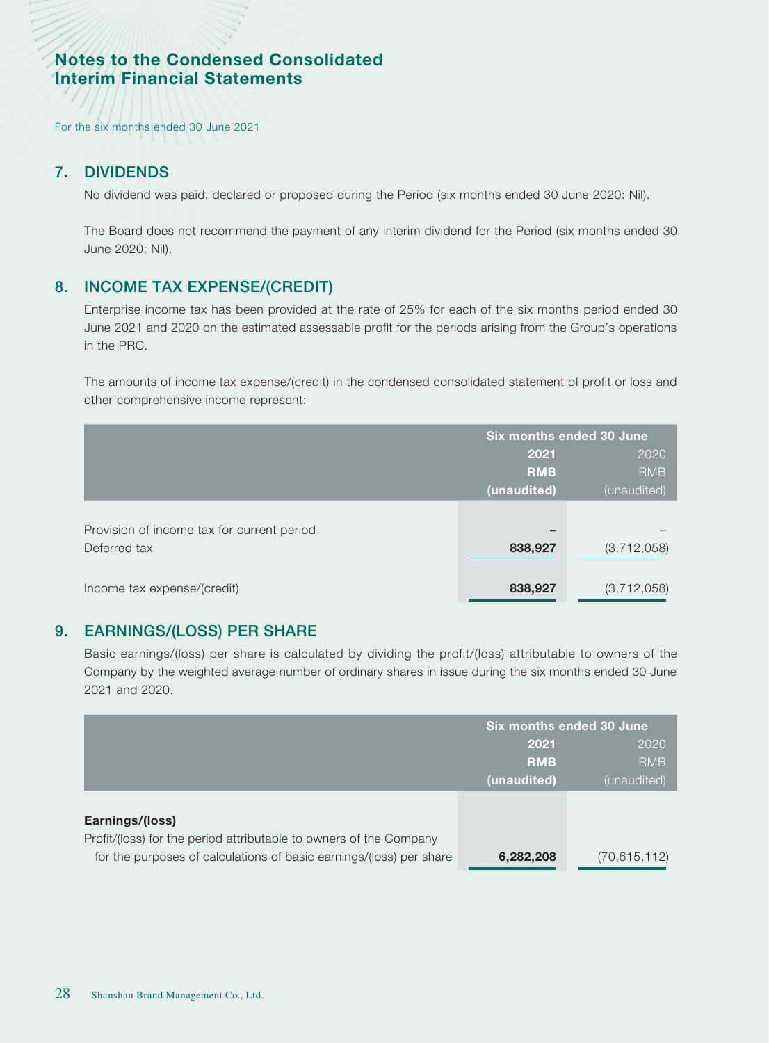# Notes to the Condensed Consolidated Interim Financial Statements

For the six months ended 30 June 2021

## 7. DIVIDENDS

No dividend was paid, declared or proposed during the Period (six months ended 30 June 2020: Nil).

The Board does not recommend the payment of any interim dividend for the Period (six months ended 30 June 2020: Nil).

## 8. INCOME TAX EXPENSE/(CREDIT)

Enterprise income tax has been provided at the rate of 25% for each of the six months period ended 30 June 2021 and 2020 on the estimated assessable profit for the periods arising from the Group's operations in the PRC.

The amounts of income tax expense/(credit) in the condensed consolidated statement of profit or loss and other comprehensive income represent:

| | Six months ended 30 June | |
|---|---|---|
| | **2021** | 2020 |
| | **RMB** | RMB |
| | **(unaudited)** | (unaudited) |
| Provision of income tax for current period | **–** | – |
| Deferred tax | **838,927** | (3,712,058) |
| Income tax expense/(credit) | **838,927** | (3,712,058) |

## 9. EARNINGS/(LOSS) PER SHARE

Basic earnings/(loss) per share is calculated by dividing the profit/(loss) attributable to owners of the Company by the weighted average number of ordinary shares in issue during the six months ended 30 June 2021 and 2020.

| | Six months ended 30 June | |
|---|---|---|
| | **2021** | 2020 |
| | **RMB** | RMB |
| | **(unaudited)** | (unaudited) |
| **Earnings/(loss)** | | |
| Profit/(loss) for the period attributable to owners of the Company for the purposes of calculations of basic earnings/(loss) per share | **6,282,208** | (70,615,112) |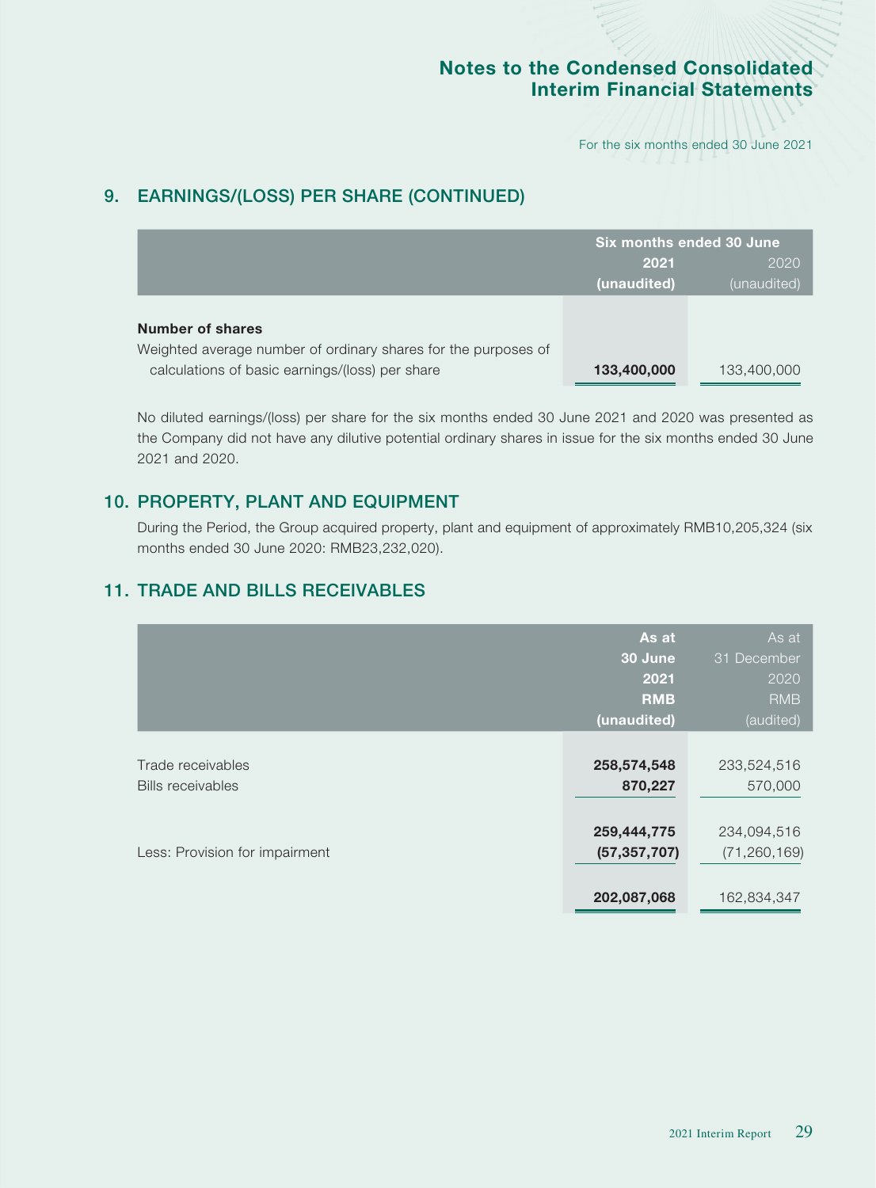## 9. EARNINGS/(LOSS) PER SHARE (CONTINUED)

| | Six months ended 30 June | |
|---|---|---|
| | **2021** | 2020 |
| | **(unaudited)** | (unaudited) |
| **Number of shares** | | |
| Weighted average number of ordinary shares for the purposes of calculations of basic earnings/(loss) per share | **133,400,000** | 133,400,000 |

No diluted earnings/(loss) per share for the six months ended 30 June 2021 and 2020 was presented as the Company did not have any dilutive potential ordinary shares in issue for the six months ended 30 June 2021 and 2020.

## 10. PROPERTY, PLANT AND EQUIPMENT

During the Period, the Group acquired property, plant and equipment of approximately RMB10,205,324 (six months ended 30 June 2020: RMB23,232,020).

## 11. TRADE AND BILLS RECEIVABLES

| | **As at 30 June 2021** | As at 31 December 2020 |
|---|---|---|
| | **RMB** | RMB |
| | **(unaudited)** | (audited) |
| Trade receivables | **258,574,548** | 233,524,516 |
| Bills receivables | **870,227** | 570,000 |
| | **259,444,775** | 234,094,516 |
| Less: Provision for impairment | **(57,357,707)** | (71,260,169) |
| | **202,087,068** | 162,834,347 |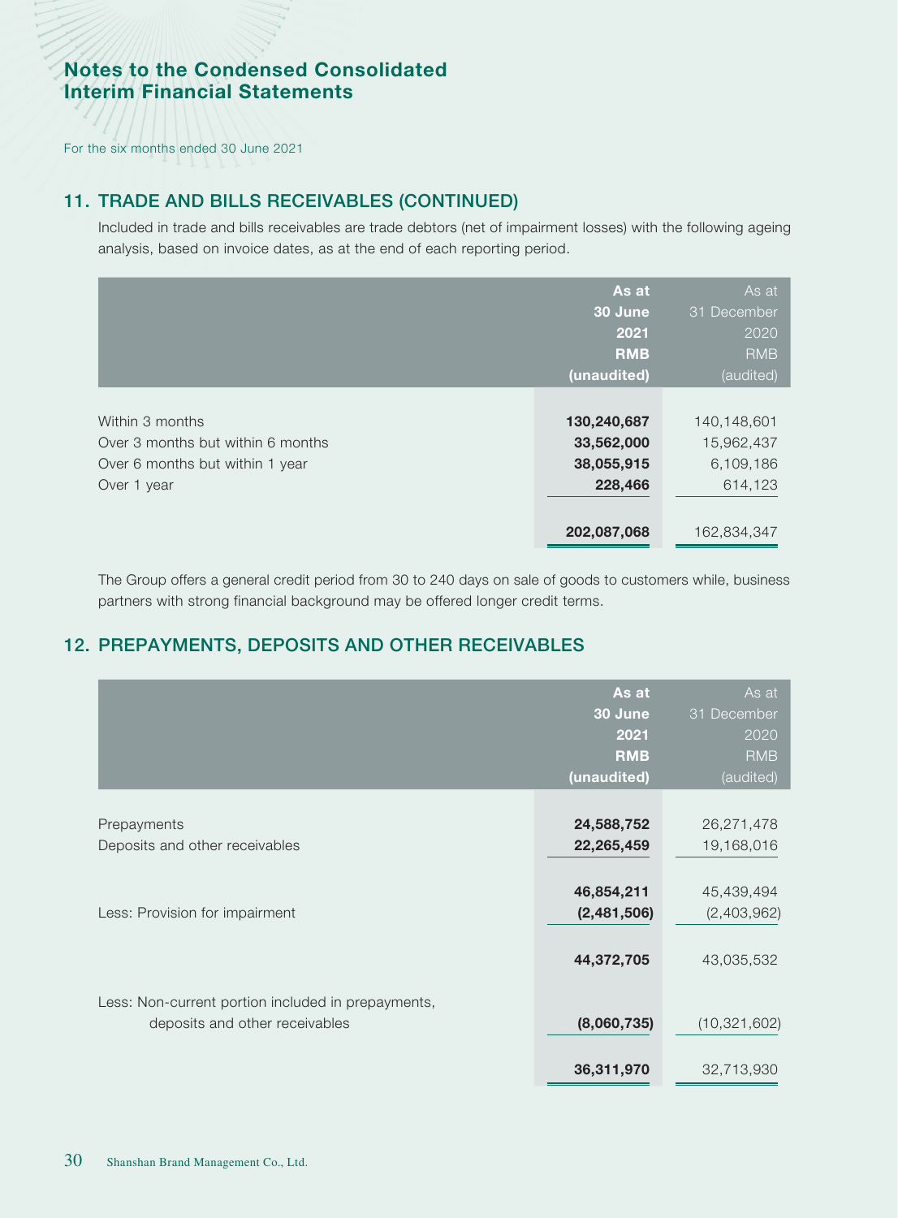# Notes to the Condensed Consolidated Interim Financial Statements

For the six months ended 30 June 2021

## 11. TRADE AND BILLS RECEIVABLES (CONTINUED)

Included in trade and bills receivables are trade debtors (net of impairment losses) with the following ageing analysis, based on invoice dates, as at the end of each reporting period.

| | **As at 30 June 2021 RMB (unaudited)** | As at 31 December 2020 RMB (audited) |
|---|---|---|
| Within 3 months | **130,240,687** | 140,148,601 |
| Over 3 months but within 6 months | **33,562,000** | 15,962,437 |
| Over 6 months but within 1 year | **38,055,915** | 6,109,186 |
| Over 1 year | **228,466** | 614,123 |
| | **202,087,068** | 162,834,347 |

The Group offers a general credit period from 30 to 240 days on sale of goods to customers while, business partners with strong financial background may be offered longer credit terms.

## 12. PREPAYMENTS, DEPOSITS AND OTHER RECEIVABLES

| | **As at 30 June 2021 RMB (unaudited)** | As at 31 December 2020 RMB (audited) |
|---|---|---|
| Prepayments | **24,588,752** | 26,271,478 |
| Deposits and other receivables | **22,265,459** | 19,168,016 |
| | **46,854,211** | 45,439,494 |
| Less: Provision for impairment | **(2,481,506)** | (2,403,962) |
| | **44,372,705** | 43,035,532 |
| Less: Non-current portion included in prepayments, deposits and other receivables | **(8,060,735)** | (10,321,602) |
| | **36,311,970** | 32,713,930 |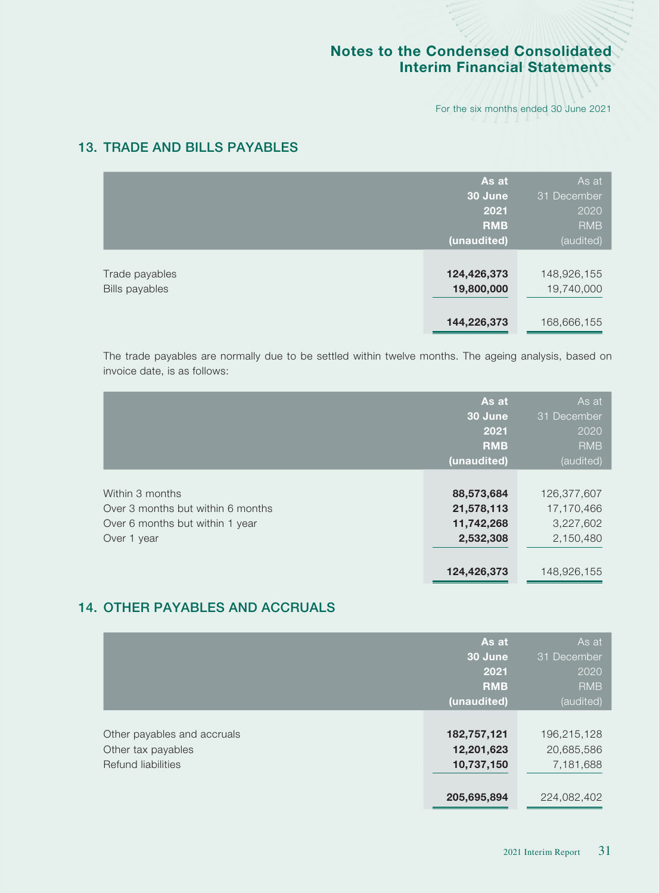## 13. TRADE AND BILLS PAYABLES

| | As at 30 June 2021 RMB (unaudited) | As at 31 December 2020 RMB (audited) |
|---|---|---|
| Trade payables | **124,426,373** | 148,926,155 |
| Bills payables | **19,800,000** | 19,740,000 |
| | **144,226,373** | 168,666,155 |

The trade payables are normally due to be settled within twelve months. The ageing analysis, based on invoice date, is as follows:

| | As at 30 June 2021 RMB (unaudited) | As at 31 December 2020 RMB (audited) |
|---|---|---|
| Within 3 months | **88,573,684** | 126,377,607 |
| Over 3 months but within 6 months | **21,578,113** | 17,170,466 |
| Over 6 months but within 1 year | **11,742,268** | 3,227,602 |
| Over 1 year | **2,532,308** | 2,150,480 |
| | **124,426,373** | 148,926,155 |

## 14. OTHER PAYABLES AND ACCRUALS

| | As at 30 June 2021 RMB (unaudited) | As at 31 December 2020 RMB (audited) |
|---|---|---|
| Other payables and accruals | **182,757,121** | 196,215,128 |
| Other tax payables | **12,201,623** | 20,685,586 |
| Refund liabilities | **10,737,150** | 7,181,688 |
| | **205,695,894** | 224,082,402 |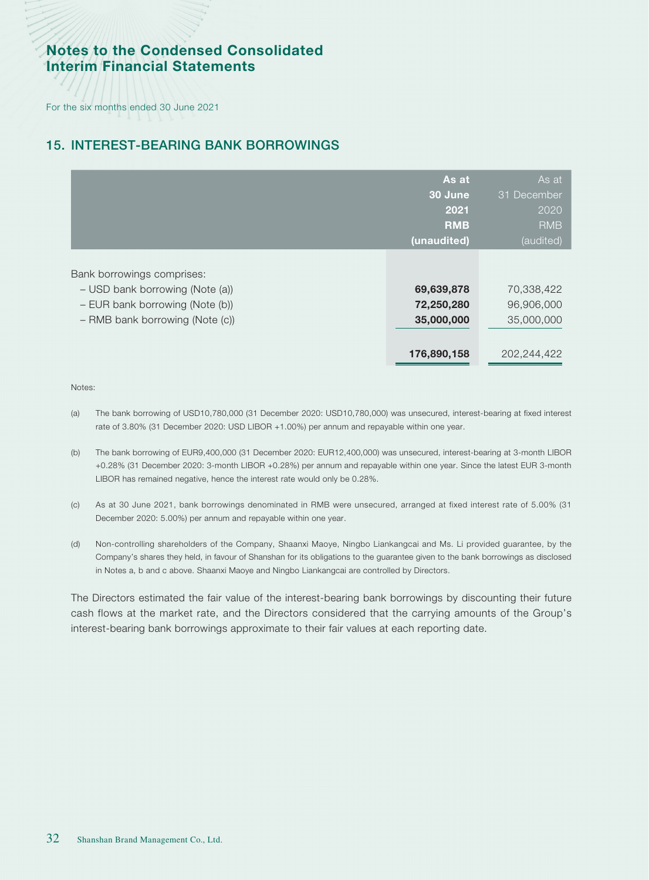# Notes to the Condensed Consolidated Interim Financial Statements

For the six months ended 30 June 2021

## 15. INTEREST-BEARING BANK BORROWINGS

| | **As at 30 June 2021 RMB (unaudited)** | As at 31 December 2020 RMB (audited) |
|---|---|---|
| Bank borrowings comprises: | | |
| – USD bank borrowing (Note (a)) | **69,639,878** | 70,338,422 |
| – EUR bank borrowing (Note (b)) | **72,250,280** | 96,906,000 |
| – RMB bank borrowing (Note (c)) | **35,000,000** | 35,000,000 |
| | **176,890,158** | 202,244,422 |

Notes:

(a) The bank borrowing of USD10,780,000 (31 December 2020: USD10,780,000) was unsecured, interest-bearing at fixed interest rate of 3.80% (31 December 2020: USD LIBOR +1.00%) per annum and repayable within one year.

(b) The bank borrowing of EUR9,400,000 (31 December 2020: EUR12,400,000) was unsecured, interest-bearing at 3-month LIBOR +0.28% (31 December 2020: 3-month LIBOR +0.28%) per annum and repayable within one year. Since the latest EUR 3-month LIBOR has remained negative, hence the interest rate would only be 0.28%.

(c) As at 30 June 2021, bank borrowings denominated in RMB were unsecured, arranged at fixed interest rate of 5.00% (31 December 2020: 5.00%) per annum and repayable within one year.

(d) Non-controlling shareholders of the Company, Shaanxi Maoye, Ningbo Liankangcai and Ms. Li provided guarantee, by the Company's shares they held, in favour of Shanshan for its obligations to the guarantee given to the bank borrowings as disclosed in Notes a, b and c above. Shaanxi Maoye and Ningbo Liankangcai are controlled by Directors.

The Directors estimated the fair value of the interest-bearing bank borrowings by discounting their future cash flows at the market rate, and the Directors considered that the carrying amounts of the Group's interest-bearing bank borrowings approximate to their fair values at each reporting date.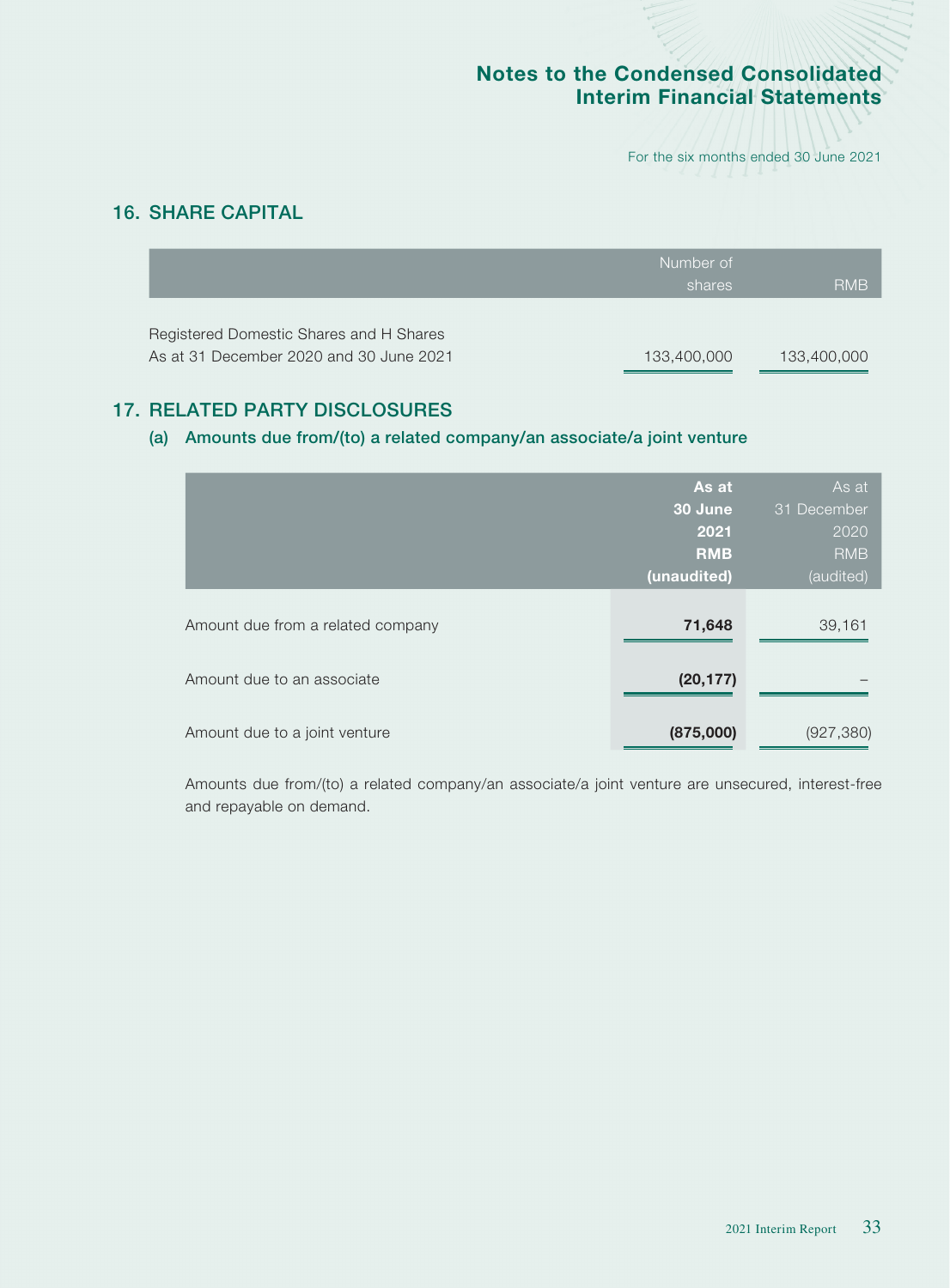## 16. SHARE CAPITAL

| | Number of shares | RMB |
|---|---|---|
| Registered Domestic Shares and H Shares | | |
| As at 31 December 2020 and 30 June 2021 | 133,400,000 | 133,400,000 |

## 17. RELATED PARTY DISCLOSURES

### (a) Amounts due from/(to) a related company/an associate/a joint venture

| | **As at 30 June 2021 RMB (unaudited)** | As at 31 December 2020 RMB (audited) |
|---|---|---|
| Amount due from a related company | **71,648** | 39,161 |
| Amount due to an associate | **(20,177)** | – |
| Amount due to a joint venture | **(875,000)** | (927,380) |

Amounts due from/(to) a related company/an associate/a joint venture are unsecured, interest-free and repayable on demand.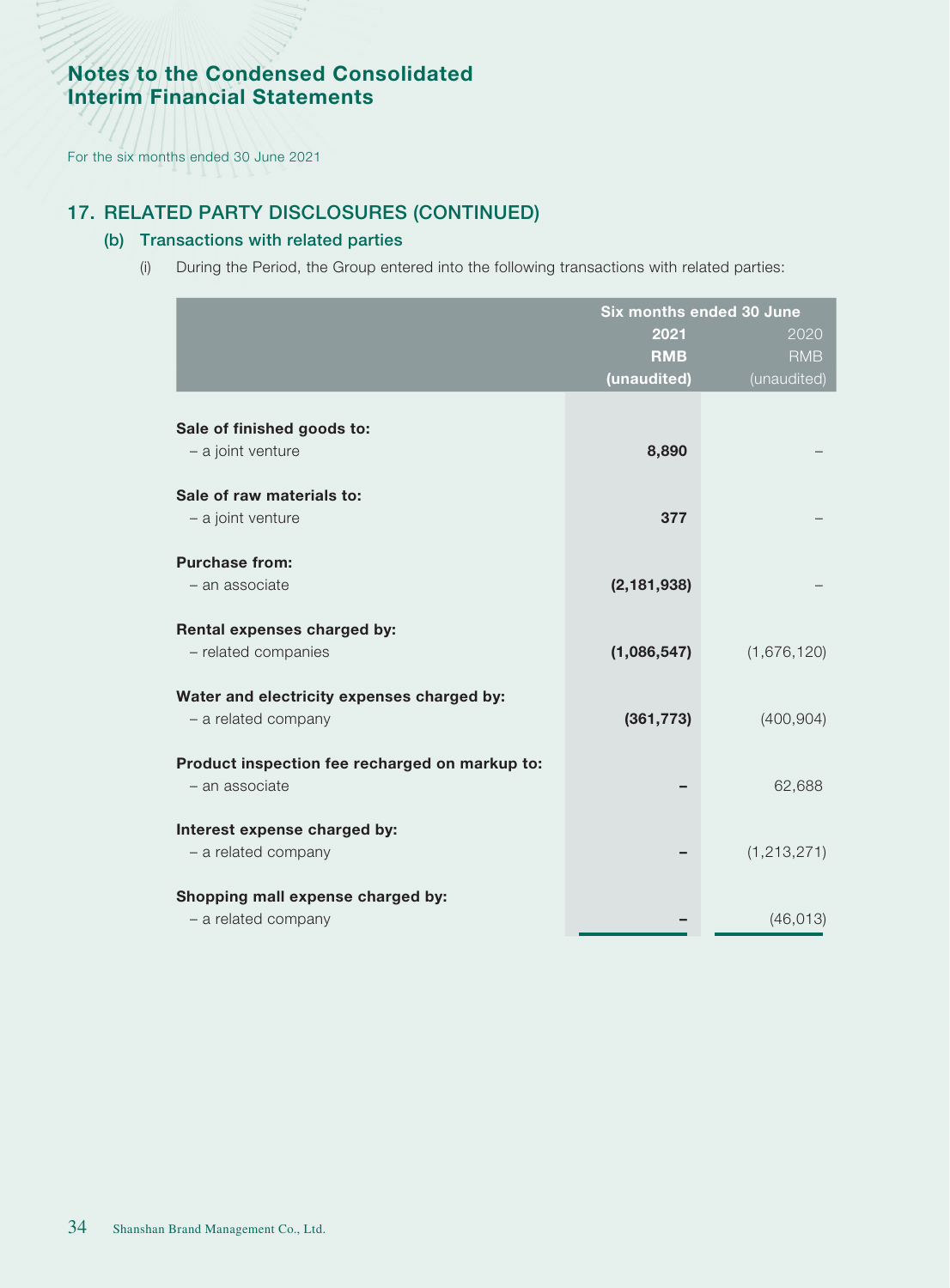# Notes to the Condensed Consolidated Interim Financial Statements

For the six months ended 30 June 2021

## 17. RELATED PARTY DISCLOSURES (CONTINUED)

### (b) Transactions with related parties

(i) During the Period, the Group entered into the following transactions with related parties:

| | Six months ended 30 June | |
|---|---|---|
| | **2021** | 2020 |
| | **RMB** | RMB |
| | **(unaudited)** | (unaudited) |
| **Sale of finished goods to:** | | |
| – a joint venture | **8,890** | – |
| **Sale of raw materials to:** | | |
| – a joint venture | **377** | – |
| **Purchase from:** | | |
| – an associate | **(2,181,938)** | – |
| **Rental expenses charged by:** | | |
| – related companies | **(1,086,547)** | (1,676,120) |
| **Water and electricity expenses charged by:** | | |
| – a related company | **(361,773)** | (400,904) |
| **Product inspection fee recharged on markup to:** | | |
| – an associate | **–** | 62,688 |
| **Interest expense charged by:** | | |
| – a related company | **–** | (1,213,271) |
| **Shopping mall expense charged by:** | | |
| – a related company | **–** | (46,013) |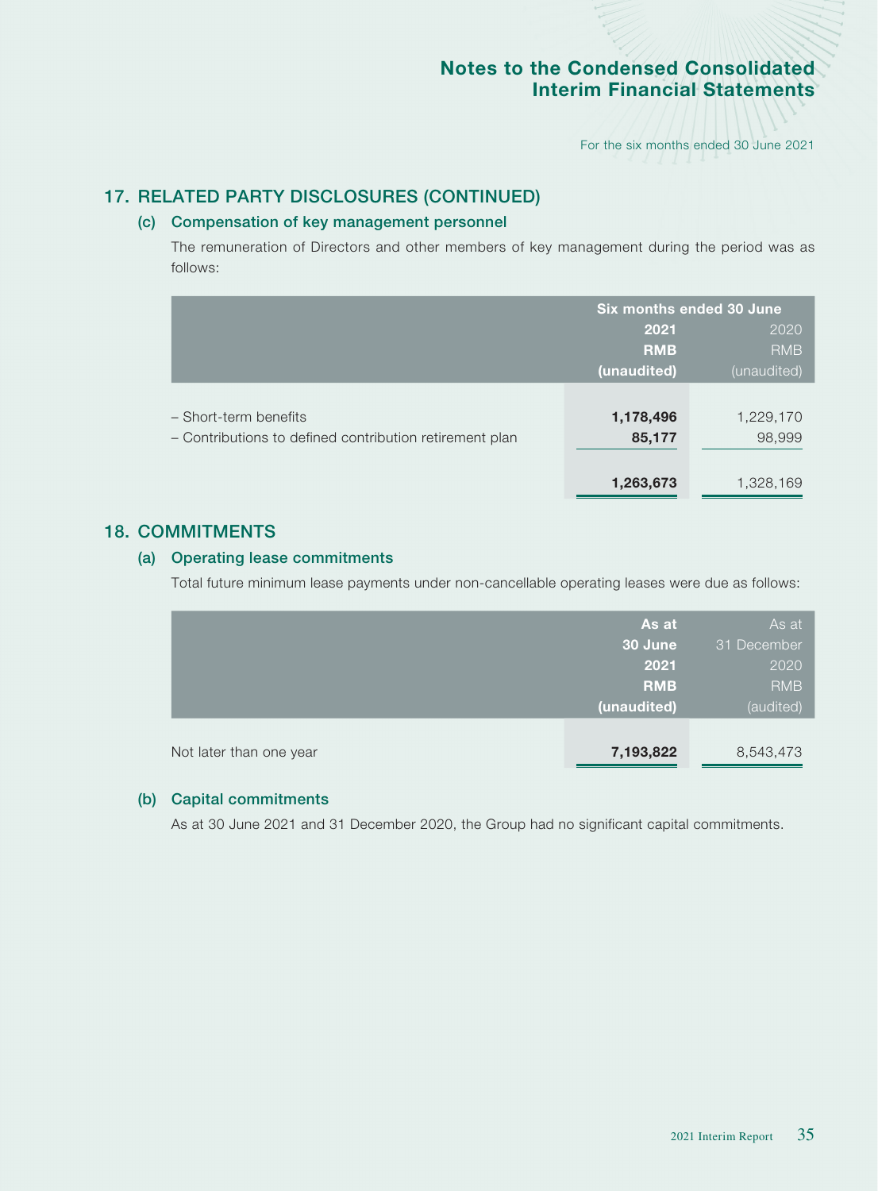## 17. RELATED PARTY DISCLOSURES (CONTINUED)

### (c) Compensation of key management personnel

The remuneration of Directors and other members of key management during the period was as follows:

| | Six months ended 30 June | |
|---|---|---|
| | **2021** | 2020 |
| | **RMB** | RMB |
| | **(unaudited)** | (unaudited) |
| – Short-term benefits | **1,178,496** | 1,229,170 |
| – Contributions to defined contribution retirement plan | **85,177** | 98,999 |
| | **1,263,673** | 1,328,169 |

## 18. COMMITMENTS

### (a) Operating lease commitments

Total future minimum lease payments under non-cancellable operating leases were due as follows:

| | **As at 30 June 2021** | As at 31 December 2020 |
|---|---|---|
| | **RMB** | RMB |
| | **(unaudited)** | (audited) |
| Not later than one year | **7,193,822** | 8,543,473 |

### (b) Capital commitments

As at 30 June 2021 and 31 December 2020, the Group had no significant capital commitments.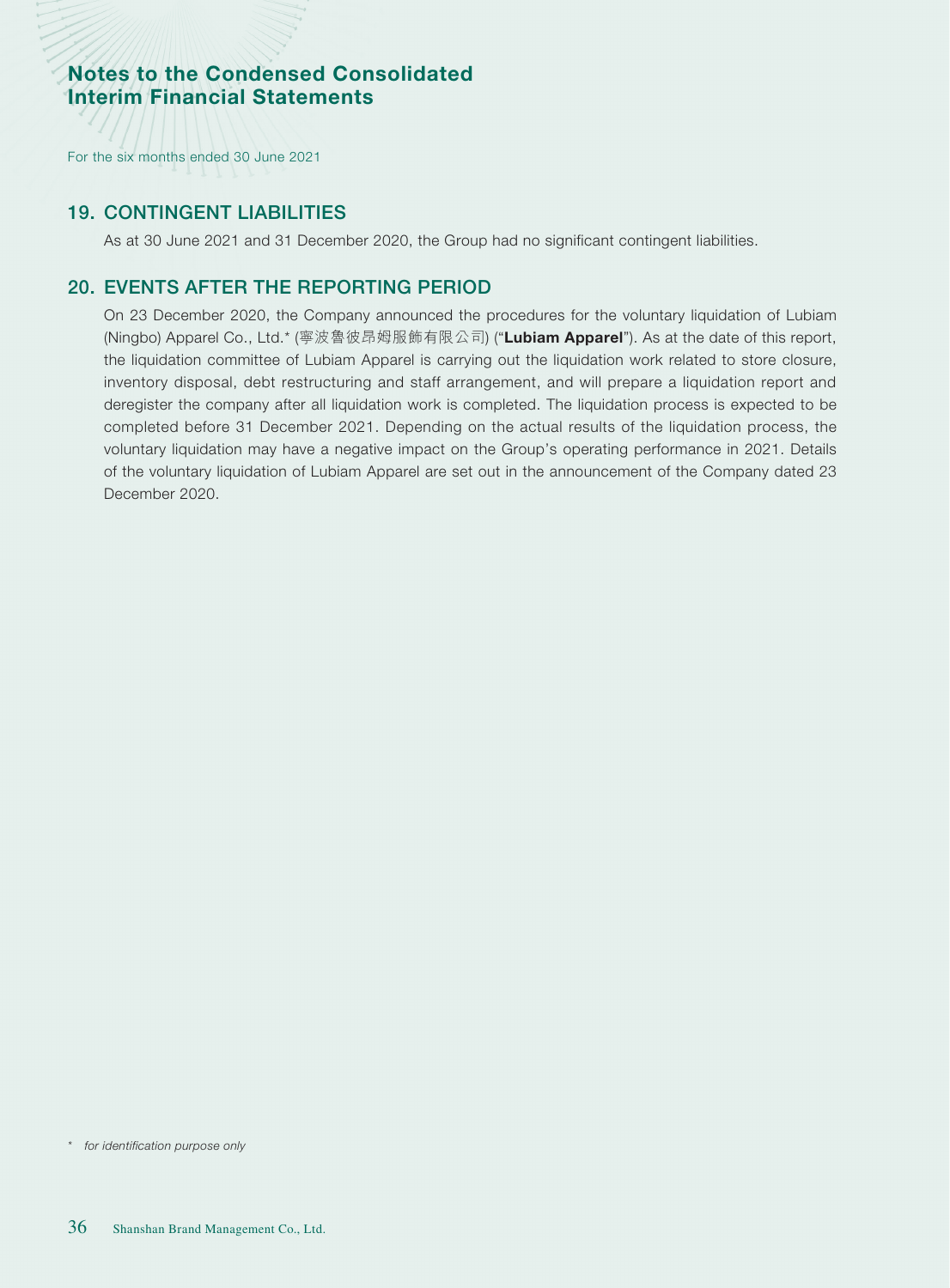# Notes to the Condensed Consolidated Interim Financial Statements

For the six months ended 30 June 2021

## 19. CONTINGENT LIABILITIES

As at 30 June 2021 and 31 December 2020, the Group had no significant contingent liabilities.

## 20. EVENTS AFTER THE REPORTING PERIOD

On 23 December 2020, the Company announced the procedures for the voluntary liquidation of Lubiam (Ningbo) Apparel Co., Ltd.* (寧波魯彼昂姆服飾有限公司) ("**Lubiam Apparel**"). As at the date of this report, the liquidation committee of Lubiam Apparel is carrying out the liquidation work related to store closure, inventory disposal, debt restructuring and staff arrangement, and will prepare a liquidation report and deregister the company after all liquidation work is completed. The liquidation process is expected to be completed before 31 December 2021. Depending on the actual results of the liquidation process, the voluntary liquidation may have a negative impact on the Group's operating performance in 2021. Details of the voluntary liquidation of Lubiam Apparel are set out in the announcement of the Company dated 23 December 2020.

\* *for identification purpose only*